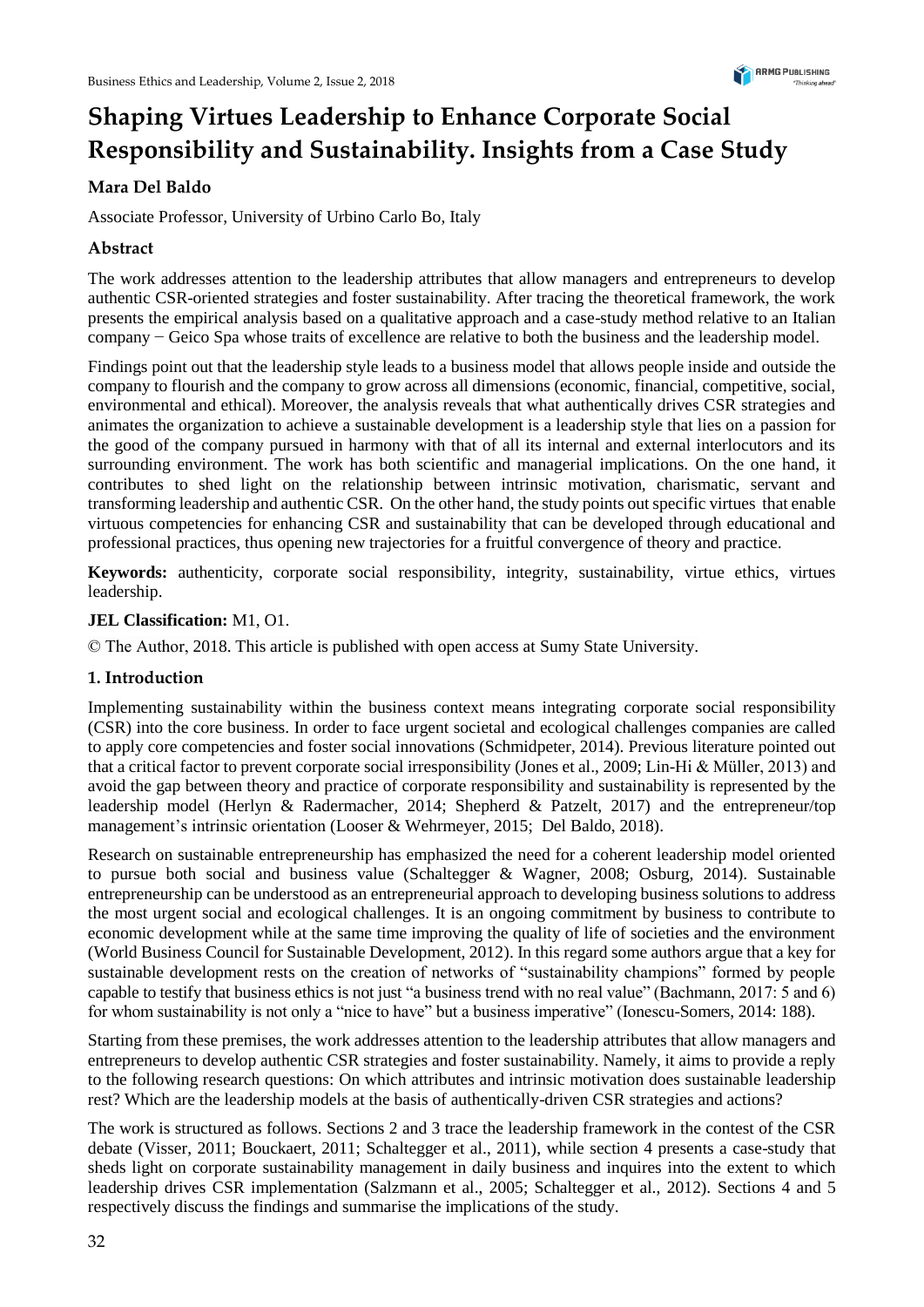# Shaping Virtues Leadership to Enhance Corporate Social Responsibility and Sustainability. Insights from a Case Study

**Mara Del Baldo**

Associate Professor, University of Urbino Carlo Bo, Italy

## Abstract

The work addresses attention to the leadership attributes that allow managers and entrepreneurs to develop authentic CSR-oriented strategies and foster sustainability. After tracing the theoretical framework, the work presents the empirical analysis based on a qualitative approach and a case-study method relative to an Italian company − Geico Spa whose traits of excellence are relative to both the business and the leadership model.

Findings point out that the leadership style leads to a business model that allows people inside and outside the company to flourish and the company to grow across all dimensions (economic, financial, competitive, social, environmental and ethical). Moreover, the analysis reveals that what authentically drives CSR strategies and animates the organization to achieve a sustainable development is a leadership style that lies on a passion for the good of the company pursued in harmony with that of all its internal and external interlocutors and its surrounding environment. The work has both scientific and managerial implications. On the one hand, it contributes to shed light on the relationship between intrinsic motivation, charismatic, servant and transforming leadership and authentic CSR. On the other hand, the study points out specific virtues that enable virtuous competencies for enhancing CSR and sustainability that can be developed through educational and professional practices, thus opening new trajectories for a fruitful convergence of theory and practice.

**Keywords:** authenticity, corporate social responsibility, integrity, sustainability, virtue ethics, virtues leadership.

**JEL Classification:** M1, O1.

© The Author, 2018. This article is published with open access at Sumy State University.

## 1. Introduction

Implementing sustainability within the business context means integrating corporate social responsibility (CSR) into the core business. In order to face urgent societal and ecological challenges companies are called to apply core competencies and foster social innovations (Schmidpeter, 2014). Previous literature pointed out that a critical factor to prevent corporate social irresponsibility (Jones et al., 2009; Lin-Hi & Müller, 2013) and avoid the gap between theory and practice of corporate responsibility and sustainability is represented by the leadership model (Herlyn & Radermacher, 2014; Shepherd & Patzelt, 2017) and the entrepreneur/top management's intrinsic orientation (Looser & Wehrmeyer, 2015; Del Baldo, 2018).

Research on sustainable entrepreneurship has emphasized the need for a coherent leadership model oriented to pursue both social and business value (Schaltegger & Wagner, 2008; Osburg, 2014). Sustainable entrepreneurship can be understood as an entrepreneurial approach to developing business solutions to address the most urgent social and ecological challenges. It is an ongoing commitment by business to contribute to economic development while at the same time improving the quality of life of societies and the environment (World Business Council for Sustainable Development, 2012). In this regard some authors argue that a key for sustainable development rests on the creation of networks of "sustainability champions" formed by people capable to testify that business ethics is not just "a business trend with no real value" (Bachmann, 2017: 5 and 6) for whom sustainability is not only a "nice to have" but a business imperative" (Ionescu-Somers, 2014: 188).

Starting from these premises, the work addresses attention to the leadership attributes that allow managers and entrepreneurs to develop authentic CSR strategies and foster sustainability. Namely, it aims to provide a reply to the following research questions: On which attributes and intrinsic motivation does sustainable leadership rest? Which are the leadership models at the basis of authentically-driven CSR strategies and actions?

The work is structured as follows. Sections 2 and 3 trace the leadership framework in the contest of the CSR debate (Visser, 2011; Bouckaert, 2011; Schaltegger et al., 2011), while section 4 presents a case-study that sheds light on corporate sustainability management in daily business and inquires into the extent to which leadership drives CSR implementation (Salzmann et al., 2005; Schaltegger et al., 2012). Sections 4 and 5 respectively discuss the findings and summarise the implications of the study.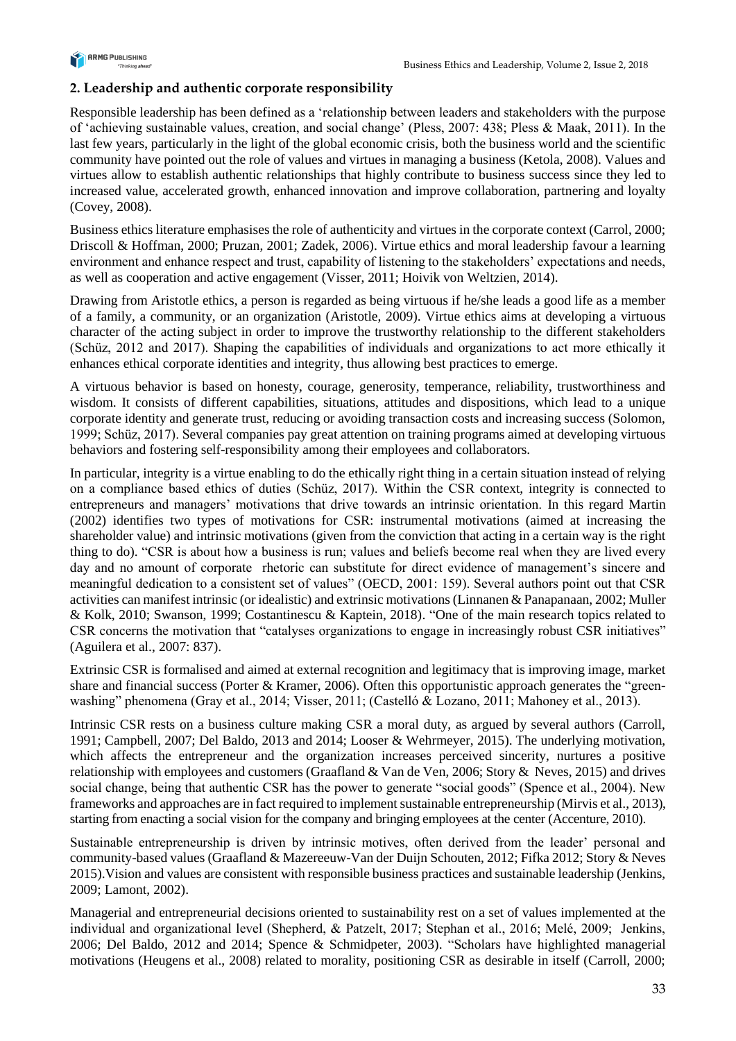## 2. Leadership and authentic corporate responsibility

Responsible leadership has been defined as a 'relationship between leaders and stakeholders with the purpose of 'achieving sustainable values, creation, and social change' (Pless, 2007: 438; Pless & Maak, 2011). In the last few years, particularly in the light of the global economic crisis, both the business world and the scientific community have pointed out the role of values and virtues in managing a business (Ketola, 2008). Values and virtues allow to establish authentic relationships that highly contribute to business success since they led to increased value, accelerated growth, enhanced innovation and improve collaboration, partnering and loyalty (Covey, 2008).

Business ethics literature emphasises the role of authenticity and virtues in the corporate context (Carrol, 2000; Driscoll & Hoffman, 2000; Pruzan, 2001; Zadek, 2006). Virtue ethics and moral leadership favour a learning environment and enhance respect and trust, capability of listening to the stakeholders' expectations and needs, as well as cooperation and active engagement (Visser, 2011; Hoivik von Weltzien, 2014).

Drawing from Aristotle ethics, a person is regarded as being virtuous if he/she leads a good life as a member of a family, a community, or an organization (Aristotle, 2009). Virtue ethics aims at developing a virtuous character of the acting subject in order to improve the trustworthy relationship to the different stakeholders (Schüz, 2012 and 2017). Shaping the capabilities of individuals and organizations to act more ethically it enhances ethical corporate identities and integrity, thus allowing best practices to emerge.

A virtuous behavior is based on honesty, courage, generosity, temperance, reliability, trustworthiness and wisdom. It consists of different capabilities, situations, attitudes and dispositions, which lead to a unique corporate identity and generate trust, reducing or avoiding transaction costs and increasing success (Solomon, 1999; Schüz, 2017). Several companies pay great attention on training programs aimed at developing virtuous behaviors and fostering self-responsibility among their employees and collaborators.

In particular, integrity is a virtue enabling to do the ethically right thing in a certain situation instead of relying on a compliance based ethics of duties (Schüz, 2017). Within the CSR context, integrity is connected to entrepreneurs and managers' motivations that drive towards an intrinsic orientation. In this regard Martin (2002) identifies two types of motivations for CSR: instrumental motivations (aimed at increasing the shareholder value) and intrinsic motivations (given from the conviction that acting in a certain way is the right thing to do). "CSR is about how a business is run; values and beliefs become real when they are lived every day and no amount of corporate rhetoric can substitute for direct evidence of management's sincere and meaningful dedication to a consistent set of values" (OECD, 2001: 159). Several authors point out that CSR activities can manifest intrinsic (or idealistic) and extrinsic motivations (Linnanen & Panapanaan, 2002; Muller & Kolk, 2010; Swanson, 1999; Costantinescu & Kaptein, 2018). "One of the main research topics related to CSR concerns the motivation that "catalyses organizations to engage in increasingly robust CSR initiatives" (Aguilera et al., 2007: 837).

Extrinsic CSR is formalised and aimed at external recognition and legitimacy that is improving image, market share and financial success (Porter & Kramer, 2006). Often this opportunistic approach generates the "green-washing" phenomena (Gray et al., 2014; Visser, 2011; (Castelló & Lozano, 2011; Mahoney et al., 2013).

Intrinsic CSR rests on a business culture making CSR a moral duty, as argued by several authors (Carroll, 1991; Campbell, 2007; Del Baldo, 2013 and 2014; Looser & Wehrmeyer, 2015). The underlying motivation, which affects the entrepreneur and the organization increases perceived sincerity, nurtures a positive relationship with employees and customers (Graafland & Van de Ven, 2006; Story & Neves, 2015) and drives social change, being that authentic CSR has the power to generate "social goods" (Spence et al., 2004). New frameworks and approaches are in fact required to implement sustainable entrepreneurship (Mirvis et al., 2013), starting from enacting a social vision for the company and bringing employees at the center (Accenture, 2010).

Sustainable entrepreneurship is driven by intrinsic motives, often derived from the leader' personal and community-based values (Graafland & Mazereeuw-Van der Duijn Schouten, 2012; Fifka 2012; Story & Neves 2015).Vision and values are consistent with responsible business practices and sustainable leadership (Jenkins, 2009; Lamont, 2002).

Managerial and entrepreneurial decisions oriented to sustainability rest on a set of values implemented at the individual and organizational level (Shepherd, & Patzelt, 2017; Stephan et al., 2016; Melé, 2009; Jenkins, 2006; Del Baldo, 2012 and 2014; Spence & Schmidpeter, 2003). "Scholars have highlighted managerial motivations (Heugens et al., 2008) related to morality, positioning CSR as desirable in itself (Carroll, 2000;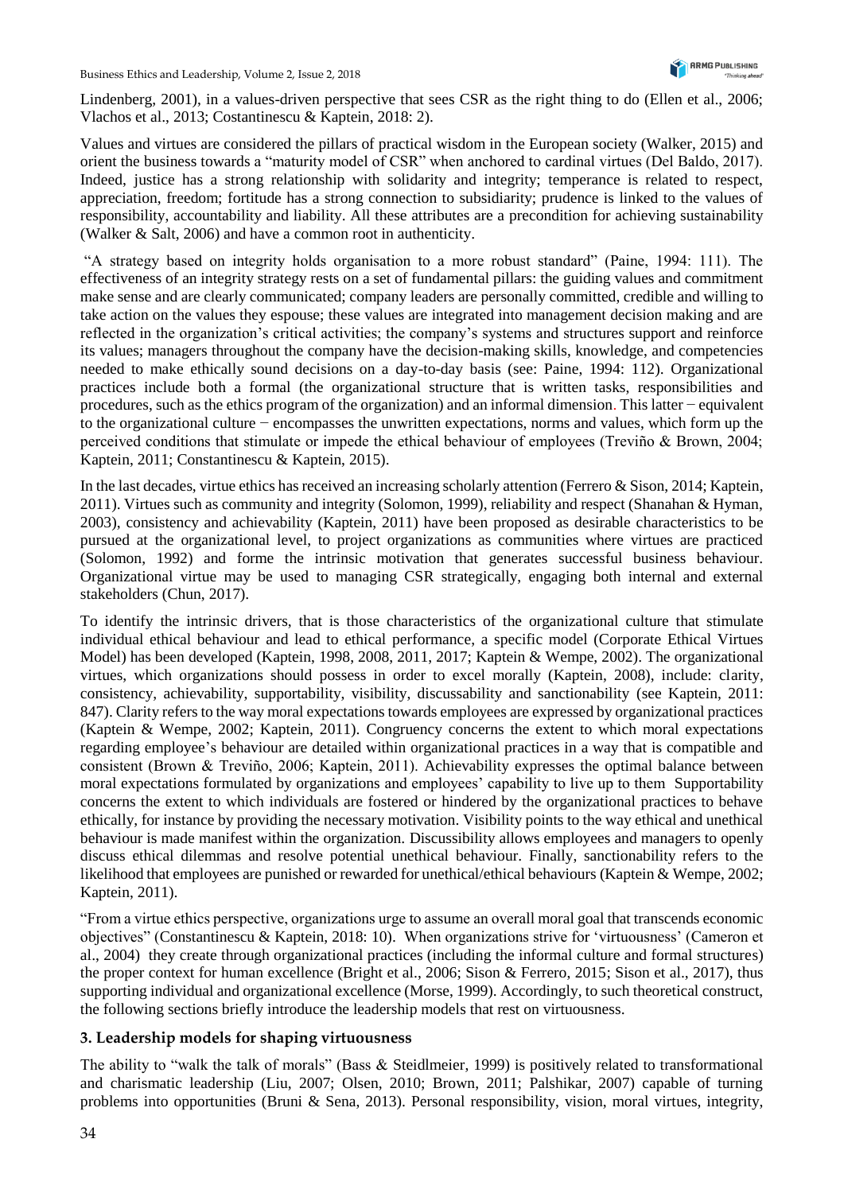Lindenberg, 2001), in a values-driven perspective that sees CSR as the right thing to do (Ellen et al., 2006; Vlachos et al., 2013; Costantinescu & Kaptein, 2018: 2).

Values and virtues are considered the pillars of practical wisdom in the European society (Walker, 2015) and orient the business towards a "maturity model of CSR" when anchored to cardinal virtues (Del Baldo, 2017). Indeed, justice has a strong relationship with solidarity and integrity; temperance is related to respect, appreciation, freedom; fortitude has a strong connection to subsidiarity; prudence is linked to the values of responsibility, accountability and liability. All these attributes are a precondition for achieving sustainability (Walker & Salt, 2006) and have a common root in authenticity.

"A strategy based on integrity holds organisation to a more robust standard" (Paine, 1994: 111). The effectiveness of an integrity strategy rests on a set of fundamental pillars: the guiding values and commitment make sense and are clearly communicated; company leaders are personally committed, credible and willing to take action on the values they espouse; these values are integrated into management decision making and are reflected in the organization's critical activities; the company's systems and structures support and reinforce its values; managers throughout the company have the decision-making skills, knowledge, and competencies needed to make ethically sound decisions on a day-to-day basis (see: Paine, 1994: 112). Organizational practices include both a formal (the organizational structure that is written tasks, responsibilities and procedures, such as the ethics program of the organization) and an informal dimension. This latter − equivalent to the organizational culture − encompasses the unwritten expectations, norms and values, which form up the perceived conditions that stimulate or impede the ethical behaviour of employees (Treviño & Brown, 2004; Kaptein, 2011; Constantinescu & Kaptein, 2015).

In the last decades, virtue ethics has received an increasing scholarly attention (Ferrero & Sison, 2014; Kaptein, 2011). Virtues such as community and integrity (Solomon, 1999), reliability and respect (Shanahan & Hyman, 2003), consistency and achievability (Kaptein, 2011) have been proposed as desirable characteristics to be pursued at the organizational level, to project organizations as communities where virtues are practiced (Solomon, 1992) and forme the intrinsic motivation that generates successful business behaviour. Organizational virtue may be used to managing CSR strategically, engaging both internal and external stakeholders (Chun, 2017).

To identify the intrinsic drivers, that is those characteristics of the organizational culture that stimulate individual ethical behaviour and lead to ethical performance, a specific model (Corporate Ethical Virtues Model) has been developed (Kaptein, 1998, 2008, 2011, 2017; Kaptein & Wempe, 2002). The organizational virtues, which organizations should possess in order to excel morally (Kaptein, 2008), include: clarity, consistency, achievability, supportability, visibility, discussability and sanctionability (see Kaptein, 2011: 847). Clarity refers to the way moral expectations towards employees are expressed by organizational practices (Kaptein & Wempe, 2002; Kaptein, 2011). Congruency concerns the extent to which moral expectations regarding employee's behaviour are detailed within organizational practices in a way that is compatible and consistent (Brown & Treviño, 2006; Kaptein, 2011). Achievability expresses the optimal balance between moral expectations formulated by organizations and employees' capability to live up to them Supportability concerns the extent to which individuals are fostered or hindered by the organizational practices to behave ethically, for instance by providing the necessary motivation. Visibility points to the way ethical and unethical behaviour is made manifest within the organization. Discussibility allows employees and managers to openly discuss ethical dilemmas and resolve potential unethical behaviour. Finally, sanctionability refers to the likelihood that employees are punished or rewarded for unethical/ethical behaviours (Kaptein & Wempe, 2002; Kaptein, 2011).

"From a virtue ethics perspective, organizations urge to assume an overall moral goal that transcends economic objectives" (Constantinescu & Kaptein, 2018: 10). When organizations strive for 'virtuousness' (Cameron et al., 2004) they create through organizational practices (including the informal culture and formal structures) the proper context for human excellence (Bright et al., 2006; Sison & Ferrero, 2015; Sison et al., 2017), thus supporting individual and organizational excellence (Morse, 1999). Accordingly, to such theoretical construct, the following sections briefly introduce the leadership models that rest on virtuousness.

## 3. Leadership models for shaping virtuousness

The ability to "walk the talk of morals" (Bass & Steidlmeier, 1999) is positively related to transformational and charismatic leadership (Liu, 2007; Olsen, 2010; Brown, 2011; Palshikar, 2007) capable of turning problems into opportunities (Bruni & Sena, 2013). Personal responsibility, vision, moral virtues, integrity,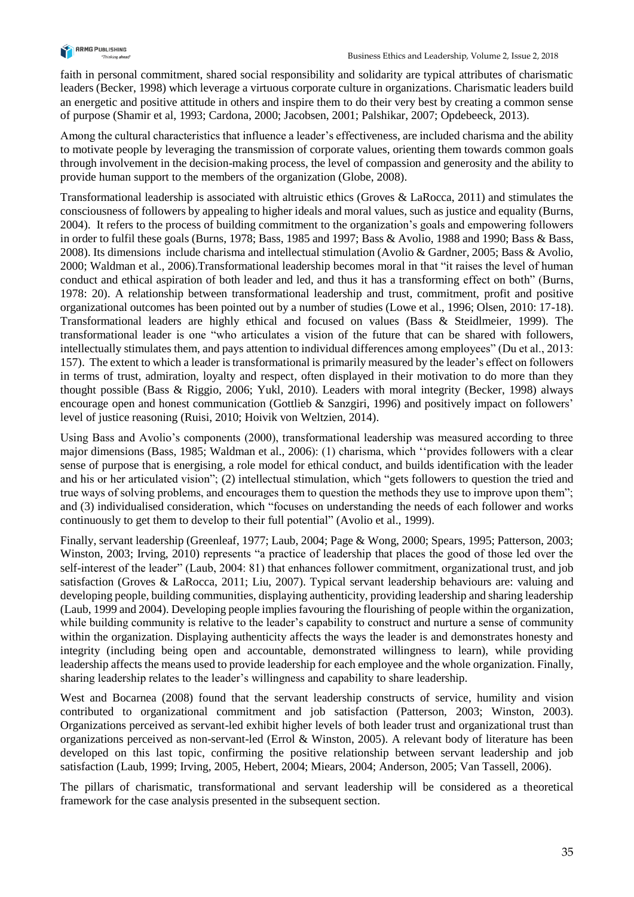faith in personal commitment, shared social responsibility and solidarity are typical attributes of charismatic leaders (Becker, 1998) which leverage a virtuous corporate culture in organizations. Charismatic leaders build an energetic and positive attitude in others and inspire them to do their very best by creating a common sense of purpose (Shamir et al, 1993; Cardona, 2000; Jacobsen, 2001; Palshikar, 2007; Opdebeeck, 2013).

Among the cultural characteristics that influence a leader's effectiveness, are included charisma and the ability to motivate people by leveraging the transmission of corporate values, orienting them towards common goals through involvement in the decision-making process, the level of compassion and generosity and the ability to provide human support to the members of the organization (Globe, 2008).

Transformational leadership is associated with altruistic ethics (Groves & LaRocca, 2011) and stimulates the consciousness of followers by appealing to higher ideals and moral values, such as justice and equality (Burns, 2004). It refers to the process of building commitment to the organization's goals and empowering followers in order to fulfil these goals (Burns, 1978; Bass, 1985 and 1997; Bass & Avolio, 1988 and 1990; Bass & Bass, 2008). Its dimensions include charisma and intellectual stimulation (Avolio & Gardner, 2005; Bass & Avolio, 2000; Waldman et al., 2006).Transformational leadership becomes moral in that "it raises the level of human conduct and ethical aspiration of both leader and led, and thus it has a transforming effect on both" (Burns, 1978: 20). A relationship between transformational leadership and trust, commitment, profit and positive organizational outcomes has been pointed out by a number of studies (Lowe et al., 1996; Olsen, 2010: 17-18). Transformational leaders are highly ethical and focused on values (Bass & Steidlmeier, 1999). The transformational leader is one "who articulates a vision of the future that can be shared with followers, intellectually stimulates them, and pays attention to individual differences among employees" (Du et al., 2013: 157). The extent to which a leader is transformational is primarily measured by the leader's effect on followers in terms of trust, admiration, loyalty and respect, often displayed in their motivation to do more than they thought possible (Bass & Riggio, 2006; Yukl, 2010). Leaders with moral integrity (Becker, 1998) always encourage open and honest communication (Gottlieb & Sanzgiri, 1996) and positively impact on followers' level of justice reasoning (Ruisi, 2010; Hoivik von Weltzien, 2014).

Using Bass and Avolio's components (2000), transformational leadership was measured according to three major dimensions (Bass, 1985; Waldman et al., 2006): (1) charisma, which ''provides followers with a clear sense of purpose that is energising, a role model for ethical conduct, and builds identification with the leader and his or her articulated vision"; (2) intellectual stimulation, which "gets followers to question the tried and true ways of solving problems, and encourages them to question the methods they use to improve upon them"; and (3) individualised consideration, which "focuses on understanding the needs of each follower and works continuously to get them to develop to their full potential" (Avolio et al., 1999).

Finally, servant leadership (Greenleaf, 1977; Laub, 2004; Page & Wong, 2000; Spears, 1995; Patterson, 2003; Winston, 2003; Irving, 2010) represents "a practice of leadership that places the good of those led over the self-interest of the leader" (Laub, 2004: 81) that enhances follower commitment, organizational trust, and job satisfaction (Groves & LaRocca, 2011; Liu, 2007). Typical servant leadership behaviours are: valuing and developing people, building communities, displaying authenticity, providing leadership and sharing leadership (Laub, 1999 and 2004). Developing people implies favouring the flourishing of people within the organization, while building community is relative to the leader's capability to construct and nurture a sense of community within the organization. Displaying authenticity affects the ways the leader is and demonstrates honesty and integrity (including being open and accountable, demonstrated willingness to learn), while providing leadership affects the means used to provide leadership for each employee and the whole organization. Finally, sharing leadership relates to the leader's willingness and capability to share leadership.

West and Bocarnea (2008) found that the servant leadership constructs of service, humility and vision contributed to organizational commitment and job satisfaction (Patterson, 2003; Winston, 2003). Organizations perceived as servant-led exhibit higher levels of both leader trust and organizational trust than organizations perceived as non-servant-led (Errol & Winston, 2005). A relevant body of literature has been developed on this last topic, confirming the positive relationship between servant leadership and job satisfaction (Laub, 1999; Irving, 2005, Hebert, 2004; Miears, 2004; Anderson, 2005; Van Tassell, 2006).

The pillars of charismatic, transformational and servant leadership will be considered as a theoretical framework for the case analysis presented in the subsequent section.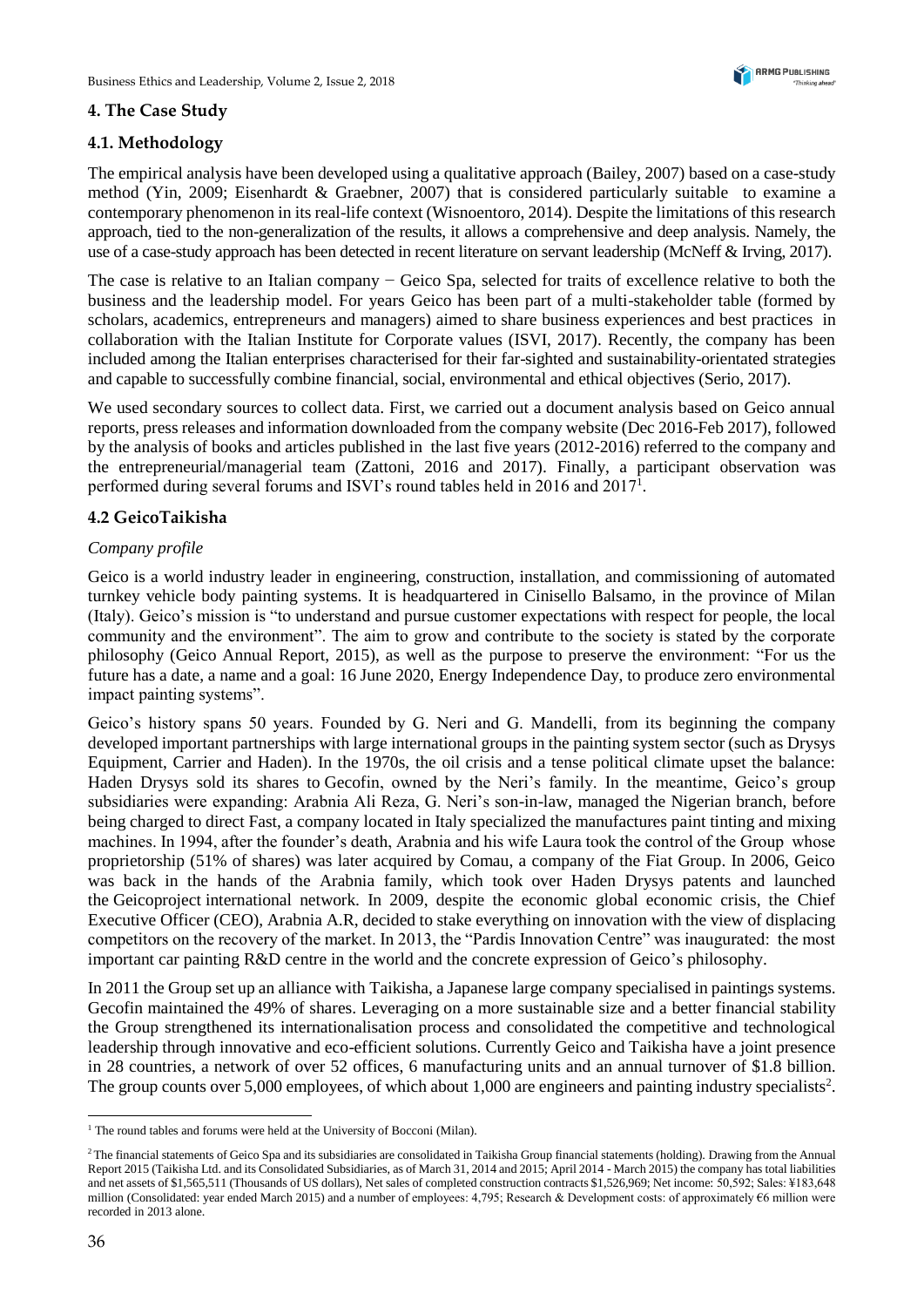## 4. The Case Study

### 4.1. Methodology

The empirical analysis have been developed using a qualitative approach (Bailey, 2007) based on a case-study method (Yin, 2009; Eisenhardt & Graebner, 2007) that is considered particularly suitable to examine a contemporary phenomenon in its real-life context (Wisnoentoro, 2014). Despite the limitations of this research approach, tied to the non-generalization of the results, it allows a comprehensive and deep analysis. Namely, the use of a case-study approach has been detected in recent literature on servant leadership (McNeff & Irving, 2017).

The case is relative to an Italian company − Geico Spa, selected for traits of excellence relative to both the business and the leadership model. For years Geico has been part of a multi-stakeholder table (formed by scholars, academics, entrepreneurs and managers) aimed to share business experiences and best practices in collaboration with the Italian Institute for Corporate values (ISVI, 2017). Recently, the company has been included among the Italian enterprises characterised for their far-sighted and sustainability-orientated strategies and capable to successfully combine financial, social, environmental and ethical objectives (Serio, 2017).

We used secondary sources to collect data. First, we carried out a document analysis based on Geico annual reports, press releases and information downloaded from the company website (Dec 2016-Feb 2017), followed by the analysis of books and articles published in the last five years (2012-2016) referred to the company and the entrepreneurial/managerial team (Zattoni, 2016 and 2017). Finally, a participant observation was performed during several forums and ISVI's round tables held in 2016 and 2017[1].

### 4.2 GeicoTaikisha

*Company profile*

Geico is a world industry leader in engineering, construction, installation, and commissioning of automated turnkey vehicle body painting systems. It is headquartered in Cinisello Balsamo, in the province of Milan (Italy). Geico's mission is "to understand and pursue customer expectations with respect for people, the local community and the environment". The aim to grow and contribute to the society is stated by the corporate philosophy (Geico Annual Report, 2015), as well as the purpose to preserve the environment: "For us the future has a date, a name and a goal: 16 June 2020, Energy Independence Day, to produce zero environmental impact painting systems".

Geico's history spans 50 years. Founded by G. Neri and G. Mandelli, from its beginning the company developed important partnerships with large international groups in the painting system sector (such as Drysys Equipment, Carrier and Haden). In the 1970s, the oil crisis and a tense political climate upset the balance: Haden Drysys sold its shares to Gecofin, owned by the Neri's family. In the meantime, Geico's group subsidiaries were expanding: Arabnia Ali Reza, G. Neri's son-in-law, managed the Nigerian branch, before being charged to direct Fast, a company located in Italy specialized the manufactures paint tinting and mixing machines. In 1994, after the founder's death, Arabnia and his wife Laura took the control of the Group whose proprietorship (51% of shares) was later acquired by Comau, a company of the Fiat Group. In 2006, Geico was back in the hands of the Arabnia family, which took over Haden Drysys patents and launched the Geicoproject international network. In 2009, despite the economic global economic crisis, the Chief Executive Officer (CEO), Arabnia A.R, decided to stake everything on innovation with the view of displacing competitors on the recovery of the market. In 2013, the "Pardis Innovation Centre" was inaugurated: the most important car painting R&D centre in the world and the concrete expression of Geico's philosophy.

In 2011 the Group set up an alliance with Taikisha, a Japanese large company specialised in paintings systems. Gecofin maintained the 49% of shares. Leveraging on a more sustainable size and a better financial stability the Group strengthened its internationalisation process and consolidated the competitive and technological leadership through innovative and eco-efficient solutions. Currently Geico and Taikisha have a joint presence in 28 countries, a network of over 52 offices, 6 manufacturing units and an annual turnover of $1.8 billion. The group counts over 5,000 employees, of which about 1,000 are engineers and painting industry specialists[2].

---

[1] The round tables and forums were held at the University of Bocconi (Milan).

[2] The financial statements of Geico Spa and its subsidiaries are consolidated in Taikisha Group financial statements (holding). Drawing from the Annual Report 2015 (Taikisha Ltd. and its Consolidated Subsidiaries, as of March 31, 2014 and 2015; April 2014 - March 2015) the company has total liabilities and net assets of $1,565,511 (Thousands of US dollars), Net sales of completed construction contracts $1,526,969; Net income: 50,592; Sales: ¥183,648 million (Consolidated: year ended March 2015) and a number of employees: 4,795; Research & Development costs: of approximately €6 million were recorded in 2013 alone.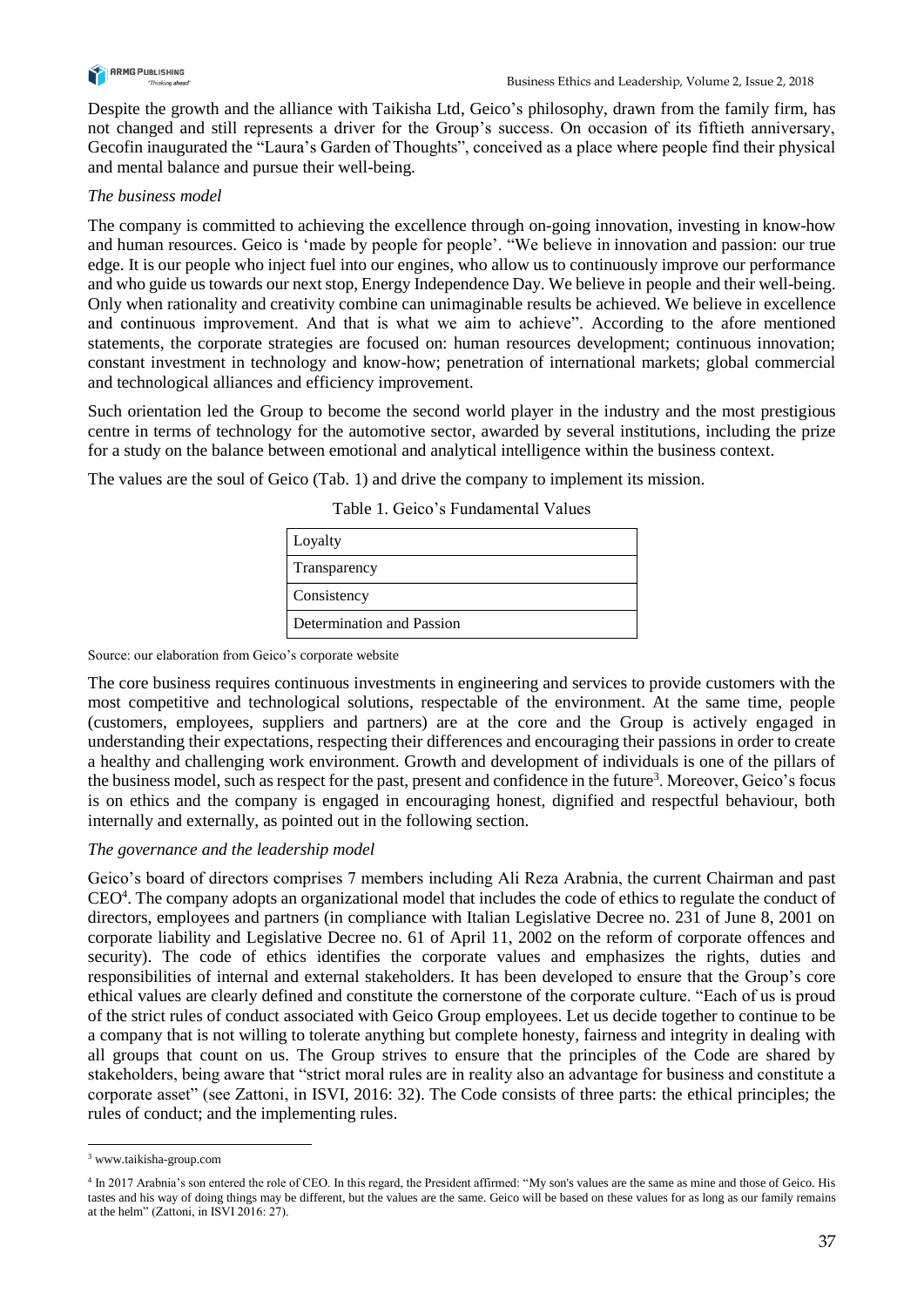Despite the growth and the alliance with Taikisha Ltd, Geico's philosophy, drawn from the family firm, has not changed and still represents a driver for the Group's success. On occasion of its fiftieth anniversary, Gecofin inaugurated the "Laura's Garden of Thoughts", conceived as a place where people find their physical and mental balance and pursue their well-being.

*The business model*

The company is committed to achieving the excellence through on-going innovation, investing in know-how and human resources. Geico is 'made by people for people'. "We believe in innovation and passion: our true edge. It is our people who inject fuel into our engines, who allow us to continuously improve our performance and who guide us towards our next stop, Energy Independence Day. We believe in people and their well-being. Only when rationality and creativity combine can unimaginable results be achieved. We believe in excellence and continuous improvement. And that is what we aim to achieve". According to the afore mentioned statements, the corporate strategies are focused on: human resources development; continuous innovation; constant investment in technology and know-how; penetration of international markets; global commercial and technological alliances and efficiency improvement.

Such orientation led the Group to become the second world player in the industry and the most prestigious centre in terms of technology for the automotive sector, awarded by several institutions, including the prize for a study on the balance between emotional and analytical intelligence within the business context.

The values are the soul of Geico (Tab. 1) and drive the company to implement its mission.

Table 1. Geico's Fundamental Values

| Loyalty |
| --- |
| Transparency |
| Consistency |
| Determination and Passion |

Source: our elaboration from Geico's corporate website

The core business requires continuous investments in engineering and services to provide customers with the most competitive and technological solutions, respectable of the environment. At the same time, people (customers, employees, suppliers and partners) are at the core and the Group is actively engaged in understanding their expectations, respecting their differences and encouraging their passions in order to create a healthy and challenging work environment. Growth and development of individuals is one of the pillars of the business model, such as respect for the past, present and confidence in the future[3]. Moreover, Geico's focus is on ethics and the company is engaged in encouraging honest, dignified and respectful behaviour, both internally and externally, as pointed out in the following section.

*The governance and the leadership model*

Geico's board of directors comprises 7 members including Ali Reza Arabnia, the current Chairman and past CEO[4]. The company adopts an organizational model that includes the code of ethics to regulate the conduct of directors, employees and partners (in compliance with Italian Legislative Decree no. 231 of June 8, 2001 on corporate liability and Legislative Decree no. 61 of April 11, 2002 on the reform of corporate offences and security). The code of ethics identifies the corporate values and emphasizes the rights, duties and responsibilities of internal and external stakeholders. It has been developed to ensure that the Group's core ethical values are clearly defined and constitute the cornerstone of the corporate culture. "Each of us is proud of the strict rules of conduct associated with Geico Group employees. Let us decide together to continue to be a company that is not willing to tolerate anything but complete honesty, fairness and integrity in dealing with all groups that count on us. The Group strives to ensure that the principles of the Code are shared by stakeholders, being aware that "strict moral rules are in reality also an advantage for business and constitute a corporate asset" (see Zattoni, in ISVI, 2016: 32). The Code consists of three parts: the ethical principles; the rules of conduct; and the implementing rules.

---

[3] www.taikisha-group.com

[4] In 2017 Arabnia's son entered the role of CEO. In this regard, the President affirmed: "My son's values are the same as mine and those of Geico. His tastes and his way of doing things may be different, but the values are the same. Geico will be based on these values for as long as our family remains at the helm" (Zattoni, in ISVI 2016: 27).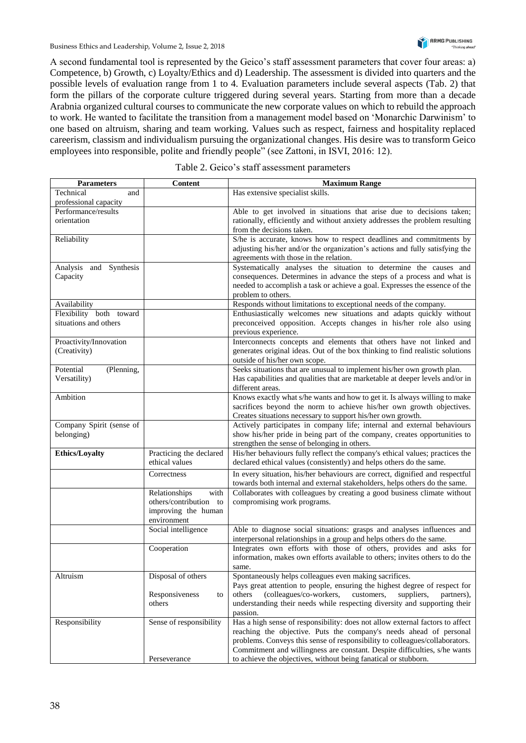A second fundamental tool is represented by the Geico's staff assessment parameters that cover four areas: a) Competence, b) Growth, c) Loyalty/Ethics and d) Leadership. The assessment is divided into quarters and the possible levels of evaluation range from 1 to 4. Evaluation parameters include several aspects (Tab. 2) that form the pillars of the corporate culture triggered during several years. Starting from more than a decade Arabnia organized cultural courses to communicate the new corporate values on which to rebuild the approach to work. He wanted to facilitate the transition from a management model based on 'Monarchic Darwinism' to one based on altruism, sharing and team working. Values such as respect, fairness and hospitality replaced careerism, classism and individualism pursuing the organizational changes. His desire was to transform Geico employees into responsible, polite and friendly people" (see Zattoni, in ISVI, 2016: 12).

Table 2. Geico's staff assessment parameters

| Parameters | Content | Maximum Range |
|---|---|---|
| Technical and professional capacity | | Has extensive specialist skills. |
| Performance/results orientation | | Able to get involved in situations that arise due to decisions taken; rationally, efficiently and without anxiety addresses the problem resulting from the decisions taken. |
| Reliability | | S/he is accurate, knows how to respect deadlines and commitments by adjusting his/her and/or the organization's actions and fully satisfying the agreements with those in the relation. |
| Analysis and Synthesis Capacity | | Systematically analyses the situation to determine the causes and consequences. Determines in advance the steps of a process and what is needed to accomplish a task or achieve a goal. Expresses the essence of the problem to others. |
| Availability | | Responds without limitations to exceptional needs of the company. |
| Flexibility both toward situations and others | | Enthusiastically welcomes new situations and adapts quickly without preconceived opposition. Accepts changes in his/her role also using previous experience. |
| Proactivity/Innovation (Creativity) | | Interconnects concepts and elements that others have not linked and generates original ideas. Out of the box thinking to find realistic solutions outside of his/her own scope. |
| Potential (Plenning, Versatility) | | Seeks situations that are unusual to implement his/her own growth plan. Has capabilities and qualities that are marketable at deeper levels and/or in different areas. |
| Ambition | | Knows exactly what s/he wants and how to get it. Is always willing to make sacrifices beyond the norm to achieve his/her own growth objectives. Creates situations necessary to support his/her own growth. |
| Company Spirit (sense of belonging) | | Actively participates in company life; internal and external behaviours show his/her pride in being part of the company, creates opportunities to strengthen the sense of belonging in others. |
| **Ethics/Loyalty** | Practicing the declared ethical values | His/her behaviours fully reflect the company's ethical values; practices the declared ethical values (consistently) and helps others do the same. |
| | Correctness | In every situation, his/her behaviours are correct, dignified and respectful towards both internal and external stakeholders, helps others do the same. |
| | Relationships with others/contribution to improving the human environment | Collaborates with colleagues by creating a good business climate without compromising work programs. |
| | Social intelligence | Able to diagnose social situations: grasps and analyses influences and interpersonal relationships in a group and helps others do the same. |
| | Cooperation | Integrates own efforts with those of others, provides and asks for information, makes own efforts available to others; invites others to do the same. |
| Altruism | Disposal of others<br><br>Responsiveness to others | Spontaneously helps colleagues even making sacrifices.<br>Pays great attention to people, ensuring the highest degree of respect for others (colleagues/co-workers, customers, suppliers, partners), understanding their needs while respecting diversity and supporting their passion. |
| Responsibility | Sense of responsibility<br><br>Perseverance | Has a high sense of responsibility: does not allow external factors to affect reaching the objective. Puts the company's needs ahead of personal problems. Conveys this sense of responsibility to colleagues/collaborators. Commitment and willingness are constant. Despite difficulties, s/he wants to achieve the objectives, without being fanatical or stubborn. |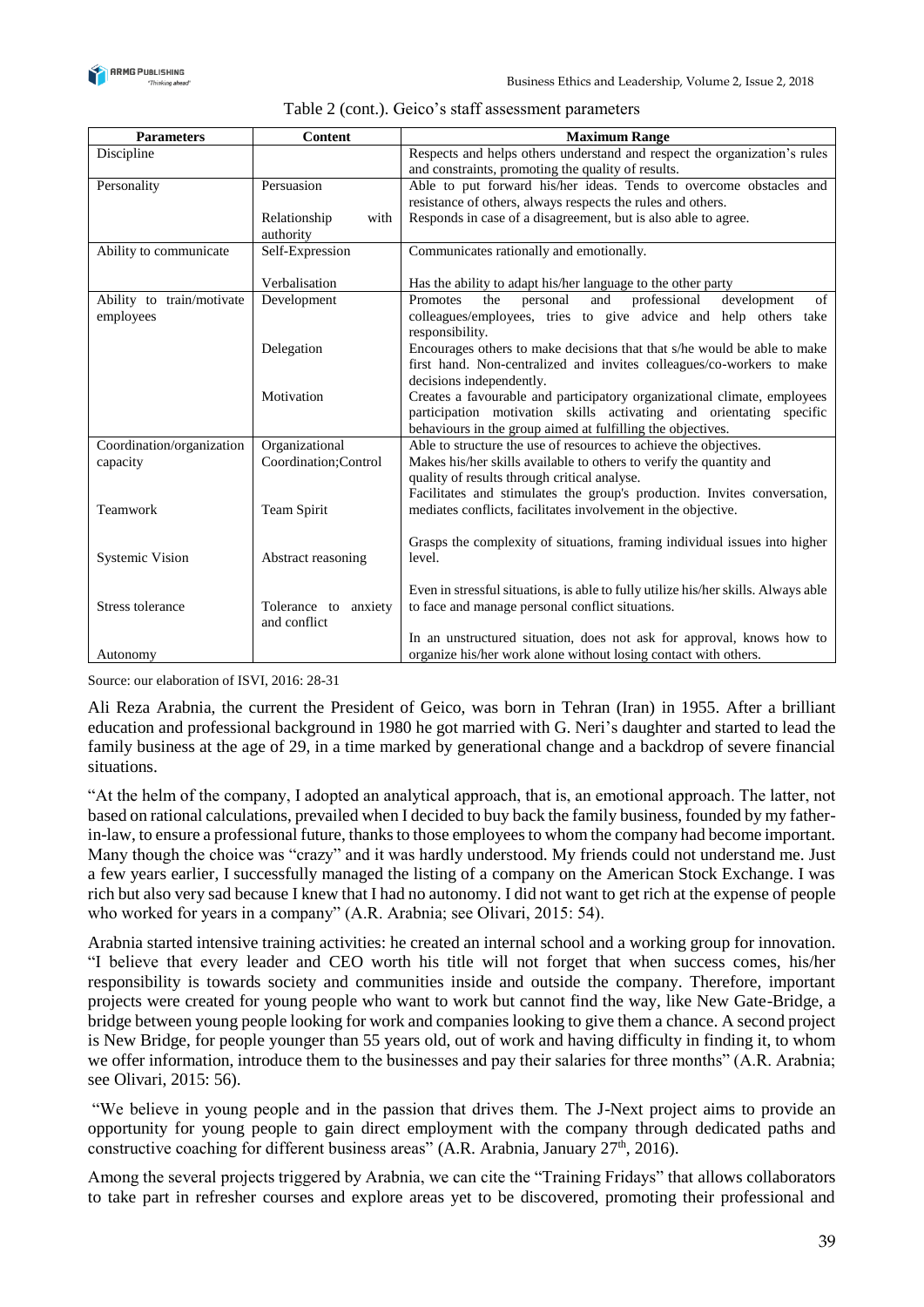Table 2 (cont.). Geico's staff assessment parameters

| Parameters | Content | Maximum Range |
|---|---|---|
| Discipline | | Respects and helps others understand and respect the organization's rules and constraints, promoting the quality of results. |
| Personality | Persuasion | Able to put forward his/her ideas. Tends to overcome obstacles and resistance of others, always respects the rules and others. |
| | Relationship with authority | Responds in case of a disagreement, but is also able to agree. |
| Ability to communicate | Self-Expression | Communicates rationally and emotionally. |
| | Verbalisation | Has the ability to adapt his/her language to the other party |
| Ability to train/motivate employees | Development | Promotes the personal and professional development of colleagues/employees, tries to give advice and help others take responsibility. |
| | Delegation | Encourages others to make decisions that that s/he would be able to make first hand. Non-centralized and invites colleagues/co-workers to make decisions independently. |
| | Motivation | Creates a favourable and participatory organizational climate, employees participation motivation skills activating and orientating specific behaviours in the group aimed at fulfilling the objectives. |
| Coordination/organization capacity | Organizational | Able to structure the use of resources to achieve the objectives. |
| | Coordination;Control | Makes his/her skills available to others to verify the quantity and quality of results through critical analyse. |
| Teamwork | Team Spirit | Facilitates and stimulates the group's production. Invites conversation, mediates conflicts, facilitates involvement in the objective. |
| Systemic Vision | Abstract reasoning | Grasps the complexity of situations, framing individual issues into higher level. |
| Stress tolerance | Tolerance to anxiety and conflict | Even in stressful situations, is able to fully utilize his/her skills. Always able to face and manage personal conflict situations. |
| Autonomy | | In an unstructured situation, does not ask for approval, knows how to organize his/her work alone without losing contact with others. |

Source: our elaboration of ISVI, 2016: 28-31

Ali Reza Arabnia, the current the President of Geico, was born in Tehran (Iran) in 1955. After a brilliant education and professional background in 1980 he got married with G. Neri's daughter and started to lead the family business at the age of 29, in a time marked by generational change and a backdrop of severe financial situations.

"At the helm of the company, I adopted an analytical approach, that is, an emotional approach. The latter, not based on rational calculations, prevailed when I decided to buy back the family business, founded by my father-in-law, to ensure a professional future, thanks to those employees to whom the company had become important. Many though the choice was "crazy" and it was hardly understood. My friends could not understand me. Just a few years earlier, I successfully managed the listing of a company on the American Stock Exchange. I was rich but also very sad because I knew that I had no autonomy. I did not want to get rich at the expense of people who worked for years in a company" (A.R. Arabnia; see Olivari, 2015: 54).

Arabnia started intensive training activities: he created an internal school and a working group for innovation. "I believe that every leader and CEO worth his title will not forget that when success comes, his/her responsibility is towards society and communities inside and outside the company. Therefore, important projects were created for young people who want to work but cannot find the way, like New Gate-Bridge, a bridge between young people looking for work and companies looking to give them a chance. A second project is New Bridge, for people younger than 55 years old, out of work and having difficulty in finding it, to whom we offer information, introduce them to the businesses and pay their salaries for three months" (A.R. Arabnia; see Olivari, 2015: 56).

"We believe in young people and in the passion that drives them. The J-Next project aims to provide an opportunity for young people to gain direct employment with the company through dedicated paths and constructive coaching for different business areas" (A.R. Arabnia, January 27th, 2016).

Among the several projects triggered by Arabnia, we can cite the "Training Fridays" that allows collaborators to take part in refresher courses and explore areas yet to be discovered, promoting their professional and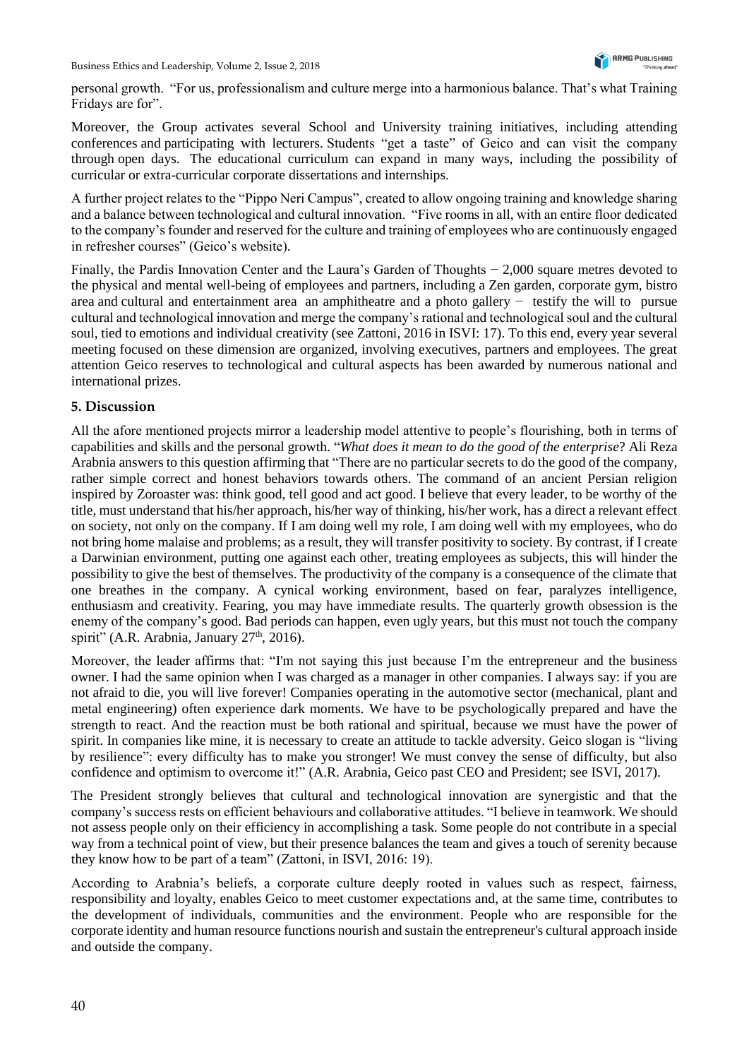personal growth. "For us, professionalism and culture merge into a harmonious balance. That's what Training Fridays are for".

Moreover, the Group activates several School and University training initiatives, including attending conferences and participating with lecturers. Students "get a taste" of Geico and can visit the company through open days. The educational curriculum can expand in many ways, including the possibility of curricular or extra-curricular corporate dissertations and internships.

A further project relates to the "Pippo Neri Campus", created to allow ongoing training and knowledge sharing and a balance between technological and cultural innovation. "Five rooms in all, with an entire floor dedicated to the company's founder and reserved for the culture and training of employees who are continuously engaged in refresher courses" (Geico's website).

Finally, the Pardis Innovation Center and the Laura's Garden of Thoughts − 2,000 square metres devoted to the physical and mental well-being of employees and partners, including a Zen garden, corporate gym, bistro area and cultural and entertainment area an amphitheatre and a photo gallery − testify the will to pursue cultural and technological innovation and merge the company's rational and technological soul and the cultural soul, tied to emotions and individual creativity (see Zattoni, 2016 in ISVI: 17). To this end, every year several meeting focused on these dimension are organized, involving executives, partners and employees. The great attention Geico reserves to technological and cultural aspects has been awarded by numerous national and international prizes.

## 5. Discussion

All the afore mentioned projects mirror a leadership model attentive to people's flourishing, both in terms of capabilities and skills and the personal growth. "*What does it mean to do the good of the enterprise*? Ali Reza Arabnia answers to this question affirming that "There are no particular secrets to do the good of the company, rather simple correct and honest behaviors towards others. The command of an ancient Persian religion inspired by Zoroaster was: think good, tell good and act good. I believe that every leader, to be worthy of the title, must understand that his/her approach, his/her way of thinking, his/her work, has a direct a relevant effect on society, not only on the company. If I am doing well my role, I am doing well with my employees, who do not bring home malaise and problems; as a result, they will transfer positivity to society. By contrast, if I create a Darwinian environment, putting one against each other, treating employees as subjects, this will hinder the possibility to give the best of themselves. The productivity of the company is a consequence of the climate that one breathes in the company. A cynical working environment, based on fear, paralyzes intelligence, enthusiasm and creativity. Fearing, you may have immediate results. The quarterly growth obsession is the enemy of the company's good. Bad periods can happen, even ugly years, but this must not touch the company spirit" (A.R. Arabnia, January 27th, 2016).

Moreover, the leader affirms that: "I'm not saying this just because I'm the entrepreneur and the business owner. I had the same opinion when I was charged as a manager in other companies. I always say: if you are not afraid to die, you will live forever! Companies operating in the automotive sector (mechanical, plant and metal engineering) often experience dark moments. We have to be psychologically prepared and have the strength to react. And the reaction must be both rational and spiritual, because we must have the power of spirit. In companies like mine, it is necessary to create an attitude to tackle adversity. Geico slogan is "living by resilience": every difficulty has to make you stronger! We must convey the sense of difficulty, but also confidence and optimism to overcome it!" (A.R. Arabnia, Geico past CEO and President; see ISVI, 2017).

The President strongly believes that cultural and technological innovation are synergistic and that the company's success rests on efficient behaviours and collaborative attitudes. "I believe in teamwork. We should not assess people only on their efficiency in accomplishing a task. Some people do not contribute in a special way from a technical point of view, but their presence balances the team and gives a touch of serenity because they know how to be part of a team" (Zattoni, in ISVI, 2016: 19).

According to Arabnia's beliefs, a corporate culture deeply rooted in values such as respect, fairness, responsibility and loyalty, enables Geico to meet customer expectations and, at the same time, contributes to the development of individuals, communities and the environment. People who are responsible for the corporate identity and human resource functions nourish and sustain the entrepreneur's cultural approach inside and outside the company.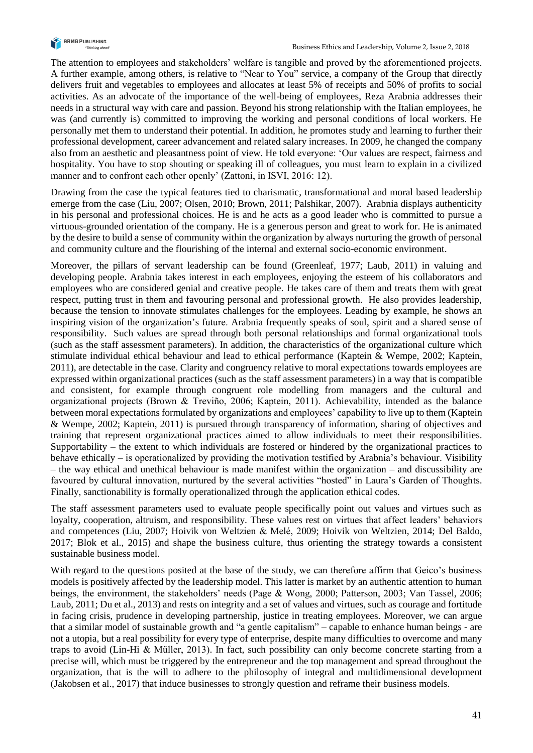The attention to employees and stakeholders' welfare is tangible and proved by the aforementioned projects. A further example, among others, is relative to "Near to You" service, a company of the Group that directly delivers fruit and vegetables to employees and allocates at least 5% of receipts and 50% of profits to social activities. As an advocate of the importance of the well-being of employees, Reza Arabnia addresses their needs in a structural way with care and passion. Beyond his strong relationship with the Italian employees, he was (and currently is) committed to improving the working and personal conditions of local workers. He personally met them to understand their potential. In addition, he promotes study and learning to further their professional development, career advancement and related salary increases. In 2009, he changed the company also from an aesthetic and pleasantness point of view. He told everyone: 'Our values are respect, fairness and hospitality. You have to stop shouting or speaking ill of colleagues, you must learn to explain in a civilized manner and to confront each other openly' (Zattoni, in ISVI, 2016: 12).

Drawing from the case the typical features tied to charismatic, transformational and moral based leadership emerge from the case (Liu, 2007; Olsen, 2010; Brown, 2011; Palshikar, 2007). Arabnia displays authenticity in his personal and professional choices. He is and he acts as a good leader who is committed to pursue a virtuous-grounded orientation of the company. He is a generous person and great to work for. He is animated by the desire to build a sense of community within the organization by always nurturing the growth of personal and community culture and the flourishing of the internal and external socio-economic environment.

Moreover, the pillars of servant leadership can be found (Greenleaf, 1977; Laub, 2011) in valuing and developing people. Arabnia takes interest in each employees, enjoying the esteem of his collaborators and employees who are considered genial and creative people. He takes care of them and treats them with great respect, putting trust in them and favouring personal and professional growth. He also provides leadership, because the tension to innovate stimulates challenges for the employees. Leading by example, he shows an inspiring vision of the organization's future. Arabnia frequently speaks of soul, spirit and a shared sense of responsibility. Such values are spread through both personal relationships and formal organizational tools (such as the staff assessment parameters). In addition, the characteristics of the organizational culture which stimulate individual ethical behaviour and lead to ethical performance (Kaptein & Wempe, 2002; Kaptein, 2011), are detectable in the case. Clarity and congruency relative to moral expectations towards employees are expressed within organizational practices (such as the staff assessment parameters) in a way that is compatible and consistent, for example through congruent role modelling from managers and the cultural and organizational projects (Brown & Treviño, 2006; Kaptein, 2011). Achievability, intended as the balance between moral expectations formulated by organizations and employees' capability to live up to them (Kaptein & Wempe, 2002; Kaptein, 2011) is pursued through transparency of information, sharing of objectives and training that represent organizational practices aimed to allow individuals to meet their responsibilities. Supportability – the extent to which individuals are fostered or hindered by the organizational practices to behave ethically – is operationalized by providing the motivation testified by Arabnia's behaviour. Visibility – the way ethical and unethical behaviour is made manifest within the organization – and discussibility are favoured by cultural innovation, nurtured by the several activities "hosted" in Laura's Garden of Thoughts. Finally, sanctionability is formally operationalized through the application ethical codes.

The staff assessment parameters used to evaluate people specifically point out values and virtues such as loyalty, cooperation, altruism, and responsibility. These values rest on virtues that affect leaders' behaviors and competences (Liu, 2007; Hoivik von Weltzien & Melé, 2009; Hoivik von Weltzien, 2014; Del Baldo, 2017; Blok et al., 2015) and shape the business culture, thus orienting the strategy towards a consistent sustainable business model.

With regard to the questions posited at the base of the study, we can therefore affirm that Geico's business models is positively affected by the leadership model. This latter is market by an authentic attention to human beings, the environment, the stakeholders' needs (Page & Wong, 2000; Patterson, 2003; Van Tassel, 2006; Laub, 2011; Du et al., 2013) and rests on integrity and a set of values and virtues, such as courage and fortitude in facing crisis, prudence in developing partnership, justice in treating employees. Moreover, we can argue that a similar model of sustainable growth and "a gentle capitalism" – capable to enhance human beings - are not a utopia, but a real possibility for every type of enterprise, despite many difficulties to overcome and many traps to avoid (Lin-Hi & Müller, 2013). In fact, such possibility can only become concrete starting from a precise will, which must be triggered by the entrepreneur and the top management and spread throughout the organization, that is the will to adhere to the philosophy of integral and multidimensional development (Jakobsen et al., 2017) that induce businesses to strongly question and reframe their business models.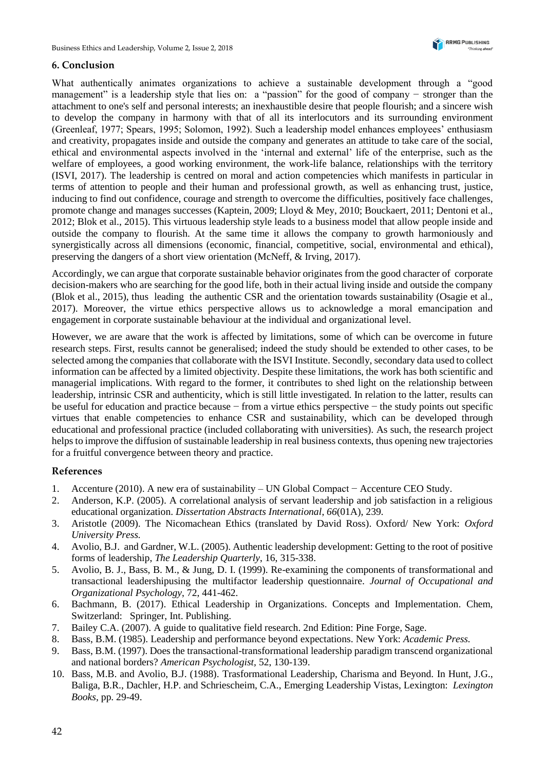## 6. Conclusion

What authentically animates organizations to achieve a sustainable development through a "good management" is a leadership style that lies on: a "passion" for the good of company − stronger than the attachment to one's self and personal interests; an inexhaustible desire that people flourish; and a sincere wish to develop the company in harmony with that of all its interlocutors and its surrounding environment (Greenleaf, 1977; Spears, 1995; Solomon, 1992). Such a leadership model enhances employees' enthusiasm and creativity, propagates inside and outside the company and generates an attitude to take care of the social, ethical and environmental aspects involved in the 'internal and external' life of the enterprise, such as the welfare of employees, a good working environment, the work-life balance, relationships with the territory (ISVI, 2017). The leadership is centred on moral and action competencies which manifests in particular in terms of attention to people and their human and professional growth, as well as enhancing trust, justice, inducing to find out confidence, courage and strength to overcome the difficulties, positively face challenges, promote change and manages successes (Kaptein, 2009; Lloyd & Mey, 2010; Bouckaert, 2011; Dentoni et al., 2012; Blok et al., 2015). This virtuous leadership style leads to a business model that allow people inside and outside the company to flourish. At the same time it allows the company to growth harmoniously and synergistically across all dimensions (economic, financial, competitive, social, environmental and ethical), preserving the dangers of a short view orientation (McNeff, & Irving, 2017).

Accordingly, we can argue that corporate sustainable behavior originates from the good character of corporate decision-makers who are searching for the good life, both in their actual living inside and outside the company (Blok et al., 2015), thus leading the authentic CSR and the orientation towards sustainability (Osagie et al., 2017). Moreover, the virtue ethics perspective allows us to acknowledge a moral emancipation and engagement in corporate sustainable behaviour at the individual and organizational level.

However, we are aware that the work is affected by limitations, some of which can be overcome in future research steps. First, results cannot be generalised; indeed the study should be extended to other cases, to be selected among the companies that collaborate with the ISVI Institute. Secondly, secondary data used to collect information can be affected by a limited objectivity. Despite these limitations, the work has both scientific and managerial implications. With regard to the former, it contributes to shed light on the relationship between leadership, intrinsic CSR and authenticity, which is still little investigated. In relation to the latter, results can be useful for education and practice because − from a virtue ethics perspective − the study points out specific virtues that enable competencies to enhance CSR and sustainability, which can be developed through educational and professional practice (included collaborating with universities). As such, the research project helps to improve the diffusion of sustainable leadership in real business contexts, thus opening new trajectories for a fruitful convergence between theory and practice.

## References

1. Accenture (2010). A new era of sustainability – UN Global Compact − Accenture CEO Study.
2. Anderson, K.P. (2005). A correlational analysis of servant leadership and job satisfaction in a religious educational organization. *Dissertation Abstracts International*, *66*(01A), 239.
3. Aristotle (2009). The Nicomachean Ethics (translated by David Ross). Oxford/ New York: *Oxford University Press.*
4. Avolio, B.J. and Gardner, W.L. (2005). Authentic leadership development: Getting to the root of positive forms of leadership, *The Leadership Quarterly*, 16, 315-338.
5. Avolio, B. J., Bass, B. M., & Jung, D. I. (1999). Re-examining the components of transformational and transactional leadershipusing the multifactor leadership questionnaire. *Journal of Occupational and Organizational Psychology*, 72, 441-462.
6. Bachmann, B. (2017). Ethical Leadership in Organizations. Concepts and Implementation. Chem, Switzerland: Springer, Int. Publishing.
7. Bailey C.A. (2007). A guide to qualitative field research. 2nd Edition: Pine Forge, Sage.
8. Bass, B.M. (1985). Leadership and performance beyond expectations. New York: *Academic Press.*
9. Bass, B.M. (1997). Does the transactional-transformational leadership paradigm transcend organizational and national borders? *American Psychologist,* 52, 130-139.
10. Bass, M.B. and Avolio, B.J. (1988). Trasformational Leadership, Charisma and Beyond. In Hunt, J.G., Baliga, B.R., Dachler, H.P. and Schriescheim, C.A., Emerging Leadership Vistas, Lexington: *Lexington Books*, pp. 29-49.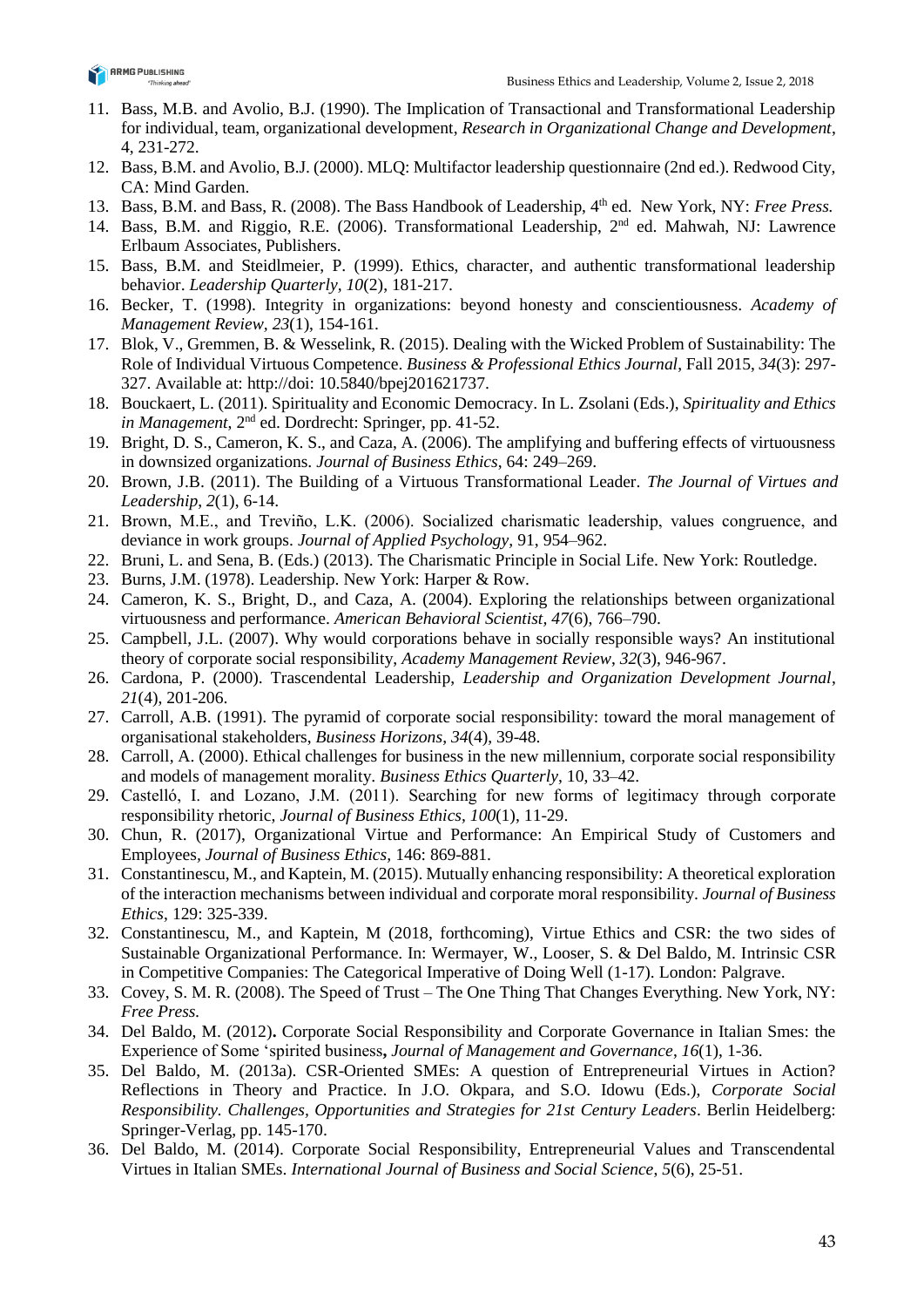11. Bass, M.B. and Avolio, B.J. (1990). The Implication of Transactional and Transformational Leadership for individual, team, organizational development, *Research in Organizational Change and Development*, 4, 231-272.
12. Bass, B.M. and Avolio, B.J. (2000). MLQ: Multifactor leadership questionnaire (2nd ed.). Redwood City, CA: Mind Garden.
13. Bass, B.M. and Bass, R. (2008). The Bass Handbook of Leadership, 4th ed. New York, NY: *Free Press.*
14. Bass, B.M. and Riggio, R.E. (2006). Transformational Leadership, 2nd ed. Mahwah, NJ: Lawrence Erlbaum Associates, Publishers.
15. Bass, B.M. and Steidlmeier, P. (1999). Ethics, character, and authentic transformational leadership behavior. *Leadership Quarterly*, *10*(2), 181-217.
16. Becker, T. (1998). Integrity in organizations: beyond honesty and conscientiousness. *Academy of Management Review*, *23*(1), 154-161.
17. Blok, V., Gremmen, B. & Wesselink, R. (2015). Dealing with the Wicked Problem of Sustainability: The Role of Individual Virtuous Competence. *Business & Professional Ethics Journal*, Fall 2015, *34*(3): 297-327. Available at: http://doi: 10.5840/bpej201621737.
18. Bouckaert, L. (2011). Spirituality and Economic Democracy. In L. Zsolani (Eds.), *Spirituality and Ethics in Management*, 2nd ed. Dordrecht: Springer, pp. 41-52.
19. Bright, D. S., Cameron, K. S., and Caza, A. (2006). The amplifying and buffering effects of virtuousness in downsized organizations. *Journal of Business Ethics*, 64: 249–269.
20. Brown, J.B. (2011). The Building of a Virtuous Transformational Leader. *The Journal of Virtues and Leadership*, *2*(1), 6-14.
21. Brown, M.E., and Treviño, L.K. (2006). Socialized charismatic leadership, values congruence, and deviance in work groups. *Journal of Applied Psychology*, 91, 954–962.
22. Bruni, L. and Sena, B. (Eds.) (2013). The Charismatic Principle in Social Life. New York: Routledge.
23. Burns, J.M. (1978). Leadership. New York: Harper & Row.
24. Cameron, K. S., Bright, D., and Caza, A. (2004). Exploring the relationships between organizational virtuousness and performance. *American Behavioral Scientist*, *47*(6), 766–790.
25. Campbell, J.L. (2007). Why would corporations behave in socially responsible ways? An institutional theory of corporate social responsibility, *Academy Management Review*, *32*(3), 946-967.
26. Cardona, P. (2000). Trascendental Leadership, *Leadership and Organization Development Journal*, *21*(4), 201-206.
27. Carroll, A.B. (1991). The pyramid of corporate social responsibility: toward the moral management of organisational stakeholders, *Business Horizons*, *34*(4), 39-48.
28. Carroll, A. (2000). Ethical challenges for business in the new millennium, corporate social responsibility and models of management morality. *Business Ethics Quarterly*, 10, 33–42.
29. Castelló, I. and Lozano, J.M. (2011). Searching for new forms of legitimacy through corporate responsibility rhetoric, *Journal of Business Ethics*, *100*(1), 11-29.
30. Chun, R. (2017), Organizational Virtue and Performance: An Empirical Study of Customers and Employees, *Journal of Business Ethics*, 146: 869-881.
31. Constantinescu, M., and Kaptein, M. (2015). Mutually enhancing responsibility: A theoretical exploration of the interaction mechanisms between individual and corporate moral responsibility. *Journal of Business Ethics*, 129: 325-339.
32. Constantinescu, M., and Kaptein, M (2018, forthcoming), Virtue Ethics and CSR: the two sides of Sustainable Organizational Performance. In: Wermayer, W., Looser, S. & Del Baldo, M. Intrinsic CSR in Competitive Companies: The Categorical Imperative of Doing Well (1-17). London: Palgrave.
33. Covey, S. M. R. (2008). The Speed of Trust – The One Thing That Changes Everything. New York, NY: *Free Press.*
34. Del Baldo, M. (2012). Corporate Social Responsibility and Corporate Governance in Italian Smes: the Experience of Some 'spirited business, *Journal of Management and Governance*, *16*(1), 1-36.
35. Del Baldo, M. (2013a). CSR-Oriented SMEs: A question of Entrepreneurial Virtues in Action? Reflections in Theory and Practice. In J.O. Okpara, and S.O. Idowu (Eds.), *Corporate Social Responsibility. Challenges, Opportunities and Strategies for 21st Century Leaders*. Berlin Heidelberg: Springer-Verlag, pp. 145-170.
36. Del Baldo, M. (2014). Corporate Social Responsibility, Entrepreneurial Values and Transcendental Virtues in Italian SMEs. *International Journal of Business and Social Science*, *5*(6), 25-51.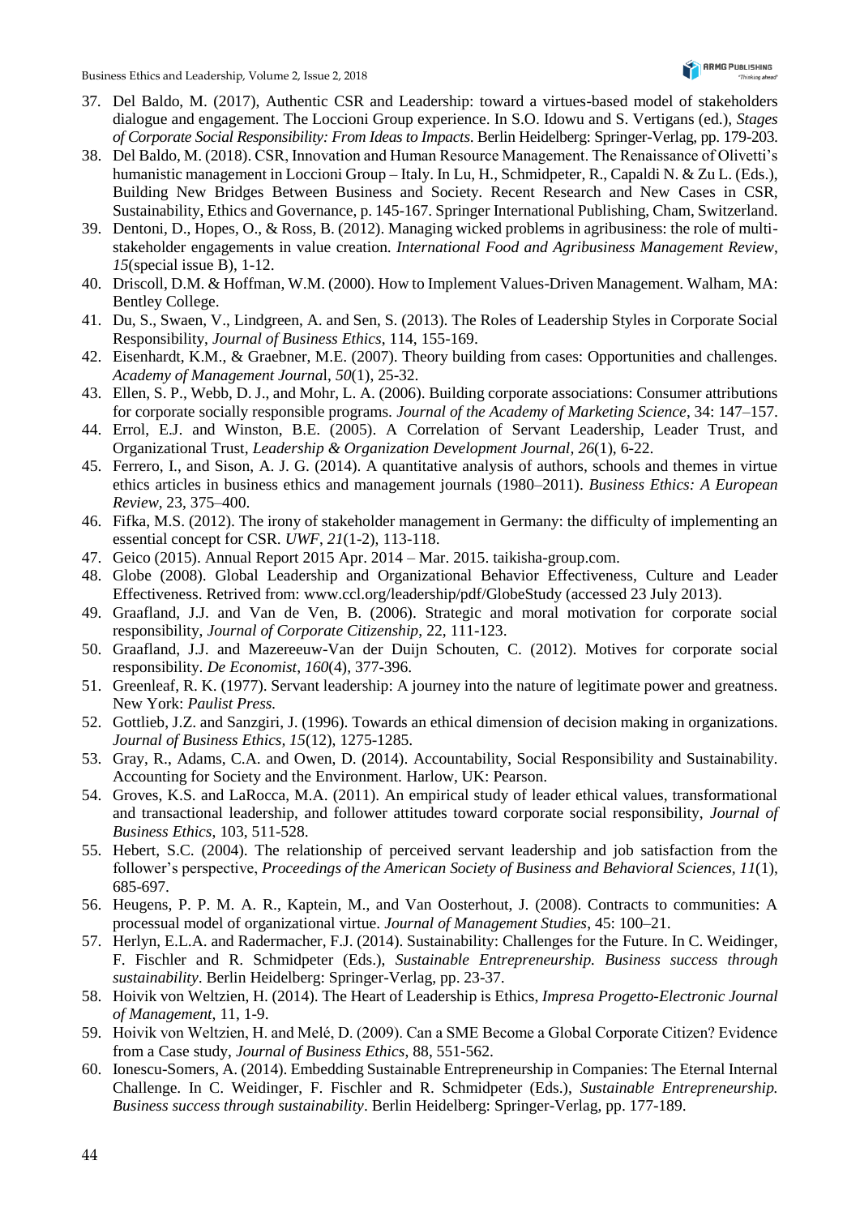37. Del Baldo, M. (2017), Authentic CSR and Leadership: toward a virtues-based model of stakeholders dialogue and engagement. The Loccioni Group experience. In S.O. Idowu and S. Vertigans (ed.), *Stages of Corporate Social Responsibility: From Ideas to Impacts*. Berlin Heidelberg: Springer-Verlag, pp. 179-203.
38. Del Baldo, M. (2018). CSR, Innovation and Human Resource Management. The Renaissance of Olivetti's humanistic management in Loccioni Group – Italy. In Lu, H., Schmidpeter, R., Capaldi N. & Zu L. (Eds.), Building New Bridges Between Business and Society. Recent Research and New Cases in CSR, Sustainability, Ethics and Governance, p. 145-167. Springer International Publishing, Cham, Switzerland.
39. Dentoni, D., Hopes, O., & Ross, B. (2012). Managing wicked problems in agribusiness: the role of multi-stakeholder engagements in value creation. *International Food and Agribusiness Management Review*, *15*(special issue B), 1-12.
40. Driscoll, D.M. & Hoffman, W.M. (2000). How to Implement Values-Driven Management. Walham, MA: Bentley College.
41. Du, S., Swaen, V., Lindgreen, A. and Sen, S. (2013). The Roles of Leadership Styles in Corporate Social Responsibility, *Journal of Business Ethics*, 114, 155-169.
42. Eisenhardt, K.M., & Graebner, M.E. (2007). Theory building from cases: Opportunities and challenges. *Academy of Management Journa*l, *50*(1), 25-32.
43. Ellen, S. P., Webb, D. J., and Mohr, L. A. (2006). Building corporate associations: Consumer attributions for corporate socially responsible programs. *Journal of the Academy of Marketing Science*, 34: 147–157.
44. Errol, E.J. and Winston, B.E. (2005). A Correlation of Servant Leadership, Leader Trust, and Organizational Trust, *Leadership & Organization Development Journal*, *26*(1), 6-22.
45. Ferrero, I., and Sison, A. J. G. (2014). A quantitative analysis of authors, schools and themes in virtue ethics articles in business ethics and management journals (1980–2011). *Business Ethics: A European Review*, 23, 375–400.
46. Fifka, M.S. (2012). The irony of stakeholder management in Germany: the difficulty of implementing an essential concept for CSR. *UWF*, *21*(1-2), 113-118.
47. Geico (2015). Annual Report 2015 Apr. 2014 – Mar. 2015. taikisha-group.com.
48. Globe (2008). Global Leadership and Organizational Behavior Effectiveness, Culture and Leader Effectiveness. Retrived from: www.ccl.org/leadership/pdf/GlobeStudy (accessed 23 July 2013).
49. Graafland, J.J. and Van de Ven, B. (2006). Strategic and moral motivation for corporate social responsibility, *Journal of Corporate Citizenship*, 22, 111-123.
50. Graafland, J.J. and Mazereeuw-Van der Duijn Schouten, C. (2012). Motives for corporate social responsibility. *De Economist*, *160*(4), 377-396.
51. Greenleaf, R. K. (1977). Servant leadership: A journey into the nature of legitimate power and greatness. New York: *Paulist Press.*
52. Gottlieb, J.Z. and Sanzgiri, J. (1996). Towards an ethical dimension of decision making in organizations. *Journal of Business Ethics*, *15*(12), 1275-1285.
53. Gray, R., Adams, C.A. and Owen, D. (2014). Accountability, Social Responsibility and Sustainability. Accounting for Society and the Environment. Harlow, UK: Pearson.
54. Groves, K.S. and LaRocca, M.A. (2011). An empirical study of leader ethical values, transformational and transactional leadership, and follower attitudes toward corporate social responsibility, *Journal of Business Ethics*, 103, 511-528.
55. Hebert, S.C. (2004). The relationship of perceived servant leadership and job satisfaction from the follower's perspective, *Proceedings of the American Society of Business and Behavioral Sciences*, *11*(1), 685-697.
56. Heugens, P. P. M. A. R., Kaptein, M., and Van Oosterhout, J. (2008). Contracts to communities: A processual model of organizational virtue. *Journal of Management Studies*, 45: 100–21.
57. Herlyn, E.L.A. and Radermacher, F.J. (2014). Sustainability: Challenges for the Future. In C. Weidinger, F. Fischler and R. Schmidpeter (Eds.), *Sustainable Entrepreneurship. Business success through sustainability*. Berlin Heidelberg: Springer-Verlag, pp. 23-37.
58. Hoivik von Weltzien, H. (2014). The Heart of Leadership is Ethics, *Impresa Progetto-Electronic Journal of Management*, 11, 1-9.
59. Hoivik von Weltzien, H. and Melé, D. (2009). Can a SME Become a Global Corporate Citizen? Evidence from a Case study, *Journal of Business Ethics*, 88, 551-562.
60. Ionescu-Somers, A. (2014). Embedding Sustainable Entrepreneurship in Companies: The Eternal Internal Challenge. In C. Weidinger, F. Fischler and R. Schmidpeter (Eds.), *Sustainable Entrepreneurship. Business success through sustainability*. Berlin Heidelberg: Springer-Verlag, pp. 177-189.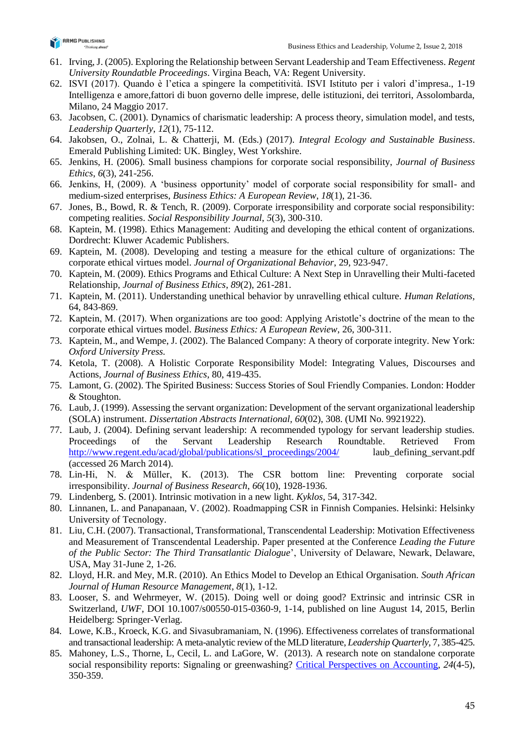61. Irving, J. (2005). Exploring the Relationship between Servant Leadership and Team Effectiveness. *Regent University Roundatble Proceedings*. Virgina Beach, VA: Regent University.
62. ISVI (2017). Quando è l'etica a spingere la competitività. ISVI Istituto per i valori d'impresa., 1-19 Intelligenza e amore,fattori di buon governo delle imprese, delle istituzioni, dei territori, Assolombarda, Milano, 24 Maggio 2017.
63. Jacobsen, C. (2001). Dynamics of charismatic leadership: A process theory, simulation model, and tests, *Leadership Quarterly*, *12*(1), 75-112.
64. Jakobsen, O., Zolnai, L. & Chatterji, M. (Eds.) (2017). *Integral Ecology and Sustainable Business*. Emerald Publishing Limited: UK. Bingley, West Yorkshire.
65. Jenkins, H. (2006). Small business champions for corporate social responsibility, *Journal of Business Ethics*, *6*(3), 241-256.
66. Jenkins, H, (2009). A 'business opportunity' model of corporate social responsibility for small- and medium-sized enterprises, *Business Ethics: A European Review*, *18*(1), 21-36.
67. Jones, B., Bowd, R. & Tench, R. (2009). Corporate irresponsibility and corporate social responsibility: competing realities. *Social Responsibility Journal*, *5*(3), 300-310.
68. Kaptein, M. (1998). Ethics Management: Auditing and developing the ethical content of organizations. Dordrecht: Kluwer Academic Publishers.
69. Kaptein, M. (2008). Developing and testing a measure for the ethical culture of organizations: The corporate ethical virtues model. *Journal of Organizational Behavior*, 29, 923-947.
70. Kaptein, M. (2009). Ethics Programs and Ethical Culture: A Next Step in Unravelling their Multi-faceted Relationship, *Journal of Business Ethics*, *89*(2), 261-281.
71. Kaptein, M. (2011). Understanding unethical behavior by unravelling ethical culture. *Human Relations*, 64, 843-869.
72. Kaptein, M. (2017). When organizations are too good: Applying Aristotle's doctrine of the mean to the corporate ethical virtues model. *Business Ethics: A European Review*, 26, 300-311.
73. Kaptein, M., and Wempe, J. (2002). The Balanced Company: A theory of corporate integrity. New York: *Oxford University Press.*
74. Ketola, T. (2008). A Holistic Corporate Responsibility Model: Integrating Values, Discourses and Actions, *Journal of Business Ethics*, 80, 419-435.
75. Lamont, G. (2002). The Spirited Business: Success Stories of Soul Friendly Companies. London: Hodder & Stoughton.
76. Laub, J. (1999). Assessing the servant organization: Development of the servant organizational leadership (SOLA) instrument. *Dissertation Abstracts International*, *60*(02), 308. (UMI No. 9921922).
77. Laub, J. (2004). Defining servant leadership: A recommended typology for servant leadership studies. Proceedings of the Servant Leadership Research Roundtable. Retrieved From http://www.regent.edu/acad/global/publications/sl_proceedings/2004/ laub_defining_servant.pdf (accessed 26 March 2014).
78. Lin-Hi, N. & Müller, K. (2013). The CSR bottom line: Preventing corporate social irresponsibility. *Journal of Business Research*, *66*(10), 1928-1936.
79. Lindenberg, S. (2001). Intrinsic motivation in a new light. *Kyklos*, 54, 317-342.
80. Linnanen, L. and Panapanaan, V. (2002). Roadmapping CSR in Finnish Companies. Helsinki: Helsinky University of Tecnology.
81. Liu, C.H. (2007). Transactional, Transformational, Transcendental Leadership: Motivation Effectiveness and Measurement of Transcendental Leadership. Paper presented at the Conference *Leading the Future of the Public Sector: The Third Transatlantic Dialogue*', University of Delaware, Newark, Delaware, USA, May 31-June 2, 1-26.
82. Lloyd, H.R. and Mey, M.R. (2010). An Ethics Model to Develop an Ethical Organisation. *South African Journal of Human Resource Management*, *8*(1), 1-12.
83. Looser, S. and Wehrmeyer, W. (2015). Doing well or doing good? Extrinsic and intrinsic CSR in Switzerland, *UWF*, DOI 10.1007/s00550-015-0360-9, 1-14, published on line August 14, 2015, Berlin Heidelberg: Springer-Verlag.
84. Lowe, K.B., Kroeck, K.G. and Sivasubramaniam, N. (1996). Effectiveness correlates of transformational and transactional leadership: A meta-analytic review of the MLD literature, *Leadership Quarterly*, 7, 385-425.
85. Mahoney, L.S., Thorne, L, Cecil, L. and LaGore, W. (2013). A research note on standalone corporate social responsibility reports: Signaling or greenwashing? Critical Perspectives on Accounting, *24*(4-5), 350-359.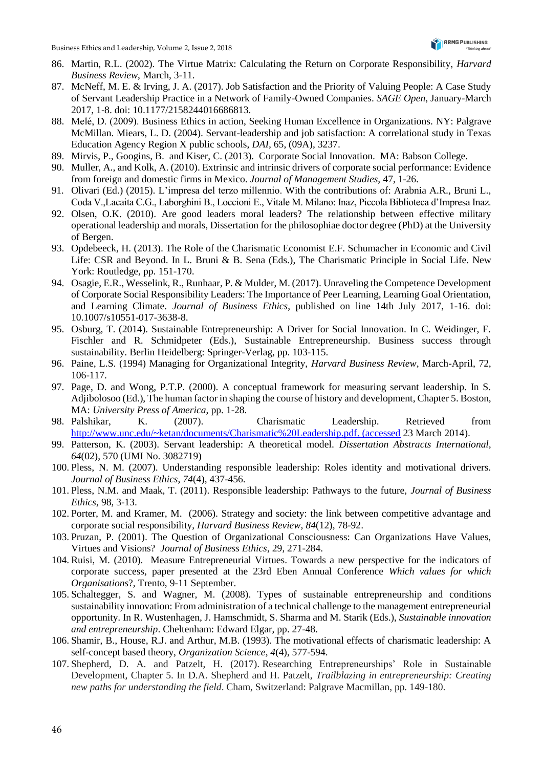86. Martin, R.L. (2002). The Virtue Matrix: Calculating the Return on Corporate Responsibility, *Harvard Business Review*, March, 3-11.
87. McNeff, M. E. & Irving, J. A. (2017). Job Satisfaction and the Priority of Valuing People: A Case Study of Servant Leadership Practice in a Network of Family-Owned Companies. *SAGE Open*, January-March 2017, 1-8. doi: 10.1177/2158244016686813.
88. Melé, D. (2009). Business Ethics in action, Seeking Human Excellence in Organizations. NY: Palgrave McMillan. Miears, L. D. (2004). Servant-leadership and job satisfaction: A correlational study in Texas Education Agency Region X public schools, *DAI*, 65, (09A), 3237.
89. Mirvis, P., Googins, B. and Kiser, C. (2013). Corporate Social Innovation. MA: Babson College.
90. Muller, A., and Kolk, A. (2010). Extrinsic and intrinsic drivers of corporate social performance: Evidence from foreign and domestic firms in Mexico. *Journal of Management Studies,* 47, 1-26.
91. Olivari (Ed.) (2015). L'impresa del terzo millennio. With the contributions of: Arabnia A.R., Bruni L., Coda V.,Lacaita C.G., Laborghini B., Loccioni E., Vitale M. Milano: Inaz, Piccola Biblioteca d'Impresa Inaz.
92. Olsen, O.K. (2010). Are good leaders moral leaders? The relationship between effective military operational leadership and morals, Dissertation for the philosophiae doctor degree (PhD) at the University of Bergen.
93. Opdebeeck, H. (2013). The Role of the Charismatic Economist E.F. Schumacher in Economic and Civil Life: CSR and Beyond. In L. Bruni & B. Sena (Eds.), The Charismatic Principle in Social Life. New York: Routledge, pp. 151-170.
94. Osagie, E.R., Wesselink, R., Runhaar, P. & Mulder, M. (2017). Unraveling the Competence Development of Corporate Social Responsibility Leaders: The Importance of Peer Learning, Learning Goal Orientation, and Learning Climate. *Journal of Business Ethics*, published on line 14th July 2017, 1-16. doi: 10.1007/s10551-017-3638-8.
95. Osburg, T. (2014). Sustainable Entrepreneurship: A Driver for Social Innovation. In C. Weidinger, F. Fischler and R. Schmidpeter (Eds.), Sustainable Entrepreneurship. Business success through sustainability. Berlin Heidelberg: Springer-Verlag, pp. 103-115.
96. Paine, L.S. (1994) Managing for Organizational Integrity, *Harvard Business Review*, March-April, 72, 106-117.
97. Page, D. and Wong, P.T.P. (2000). A conceptual framework for measuring servant leadership. In S. Adjibolosoo (Ed.), The human factor in shaping the course of history and development, Chapter 5. Boston, MA: *University Press of America*, pp. 1-28.
98. Palshikar, K. (2007). Charismatic Leadership. Retrieved from http://www.unc.edu/~ketan/documents/Charismatic%20Leadership.pdf. (accessed 23 March 2014).
99. Patterson, K. (2003). Servant leadership: A theoretical model. *Dissertation Abstracts International, 64*(02), 570 (UMI No. 3082719)
100. Pless, N. M. (2007). Understanding responsible leadership: Roles identity and motivational drivers. *Journal of Business Ethics, 74*(4), 437-456.
101. Pless, N.M. and Maak, T. (2011). Responsible leadership: Pathways to the future, *Journal of Business Ethics*, 98, 3-13.
102. Porter, M. and Kramer, M. (2006). Strategy and society: the link between competitive advantage and corporate social responsibility, *Harvard Business Review*, *84*(12), 78-92.
103. Pruzan, P. (2001). The Question of Organizational Consciousness: Can Organizations Have Values, Virtues and Visions? *Journal of Business Ethics*, 29, 271-284.
104. Ruisi, M. (2010). Measure Entrepreneurial Virtues. Towards a new perspective for the indicators of corporate success, paper presented at the 23rd Eben Annual Conference *Which values for which Organisations*?, Trento, 9-11 September.
105. Schaltegger, S. and Wagner, M. (2008). Types of sustainable entrepreneurship and conditions sustainability innovation: From administration of a technical challenge to the management entrepreneurial opportunity. In R. Wustenhagen, J. Hamschmidt, S. Sharma and M. Starik (Eds.), *Sustainable innovation and entrepreneurship*. Cheltenham: Edward Elgar, pp. 27-48.
106. Shamir, B., House, R.J. and Arthur, M.B. (1993). The motivational effects of charismatic leadership: A self-concept based theory, *Organization Science*, *4*(4), 577-594.
107. Shepherd, D. A. and Patzelt, H. (2017). Researching Entrepreneurships' Role in Sustainable Development, Chapter 5. In D.A. Shepherd and H. Patzelt, *Trailblazing in entrepreneurship: Creating new paths for understanding the field*. Cham, Switzerland: Palgrave Macmillan, pp. 149-180.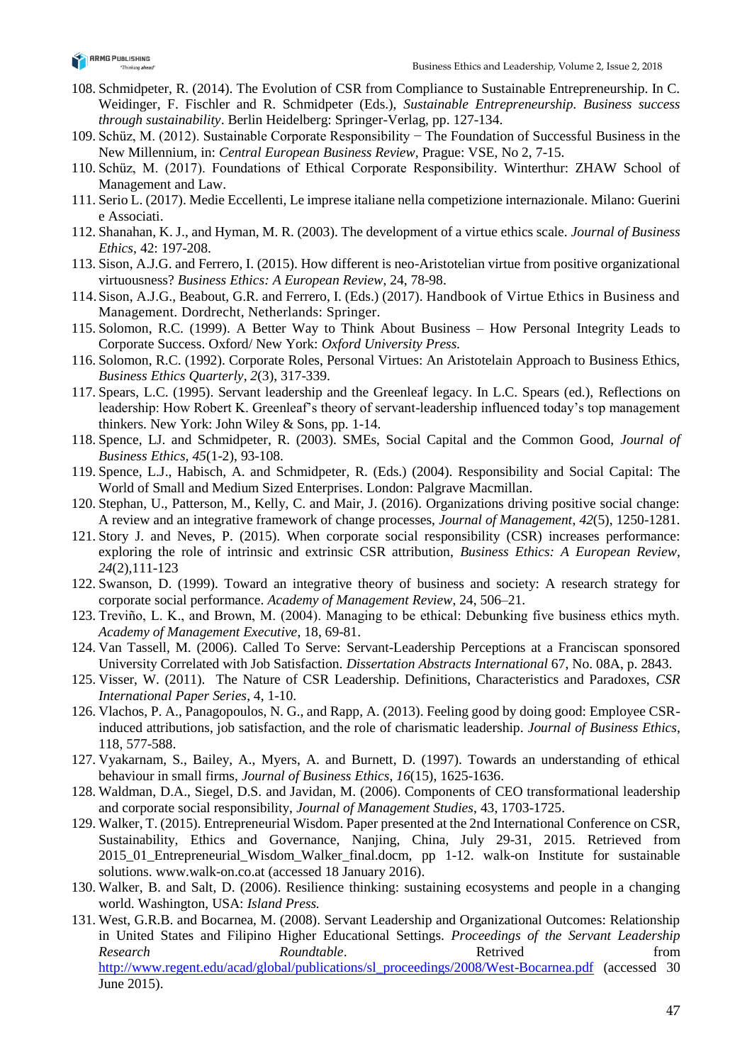108. Schmidpeter, R. (2014). The Evolution of CSR from Compliance to Sustainable Entrepreneurship. In C. Weidinger, F. Fischler and R. Schmidpeter (Eds.), *Sustainable Entrepreneurship. Business success through sustainability*. Berlin Heidelberg: Springer-Verlag, pp. 127-134.
109. Schüz, M. (2012). Sustainable Corporate Responsibility − The Foundation of Successful Business in the New Millennium, in: *Central European Business Review*, Prague: VSE, No 2, 7-15.
110. Schüz, M. (2017). Foundations of Ethical Corporate Responsibility. Winterthur: ZHAW School of Management and Law.
111. Serio L. (2017). Medie Eccellenti, Le imprese italiane nella competizione internazionale. Milano: Guerini e Associati.
112. Shanahan, K. J., and Hyman, M. R. (2003). The development of a virtue ethics scale. *Journal of Business Ethics*, 42: 197-208.
113. Sison, A.J.G. and Ferrero, I. (2015). How different is neo-Aristotelian virtue from positive organizational virtuousness? *Business Ethics: A European Review*, 24, 78-98.
114. Sison, A.J.G., Beabout, G.R. and Ferrero, I. (Eds.) (2017). Handbook of Virtue Ethics in Business and Management. Dordrecht, Netherlands: Springer.
115. Solomon, R.C. (1999). A Better Way to Think About Business – How Personal Integrity Leads to Corporate Success. Oxford/ New York: *Oxford University Press.*
116. Solomon, R.C. (1992). Corporate Roles, Personal Virtues: An Aristotelain Approach to Business Ethics, *Business Ethics Quarterly*, *2*(3), 317-339.
117. Spears, L.C. (1995). Servant leadership and the Greenleaf legacy. In L.C. Spears (ed.), Reflections on leadership: How Robert K. Greenleaf's theory of servant-leadership influenced today's top management thinkers. New York: John Wiley & Sons, pp. 1-14.
118. Spence, LJ. and Schmidpeter, R. (2003). SMEs, Social Capital and the Common Good, *Journal of Business Ethics, 45*(1-2), 93-108.
119. Spence, L.J., Habisch, A. and Schmidpeter, R. (Eds.) (2004). Responsibility and Social Capital: The World of Small and Medium Sized Enterprises. London: Palgrave Macmillan.
120. Stephan, U., Patterson, M., Kelly, C. and Mair, J. (2016). Organizations driving positive social change: A review and an integrative framework of change processes, *Journal of Management*, *42*(5), 1250-1281.
121. Story J. and Neves, P. (2015). When corporate social responsibility (CSR) increases performance: exploring the role of intrinsic and extrinsic CSR attribution, *Business Ethics: A European Review*, *24*(2),111-123
122. Swanson, D. (1999). Toward an integrative theory of business and society: A research strategy for corporate social performance. *Academy of Management Review*, 24, 506–21.
123. Treviño, L. K., and Brown, M. (2004). Managing to be ethical: Debunking five business ethics myth. *Academy of Management Executive*, 18, 69-81.
124. Van Tassell, M. (2006). Called To Serve: Servant-Leadership Perceptions at a Franciscan sponsored University Correlated with Job Satisfaction. *Dissertation Abstracts International* 67, No. 08A, p. 2843.
125. Visser, W. (2011). The Nature of CSR Leadership. Definitions, Characteristics and Paradoxes, *CSR International Paper Series*, 4, 1-10.
126. Vlachos, P. A., Panagopoulos, N. G., and Rapp, A. (2013). Feeling good by doing good: Employee CSR-induced attributions, job satisfaction, and the role of charismatic leadership. *Journal of Business Ethics*, 118, 577-588.
127. Vyakarnam, S., Bailey, A., Myers, A. and Burnett, D. (1997). Towards an understanding of ethical behaviour in small firms, *Journal of Business Ethics*, *16*(15), 1625-1636.
128. Waldman, D.A., Siegel, D.S. and Javidan, M. (2006). Components of CEO transformational leadership and corporate social responsibility, *Journal of Management Studies*, 43, 1703-1725.
129. Walker, T. (2015). Entrepreneurial Wisdom. Paper presented at the 2nd International Conference on CSR, Sustainability, Ethics and Governance, Nanjing, China, July 29-31, 2015. Retrieved from 2015_01_Entrepreneurial_Wisdom_Walker_final.docm, pp 1-12. walk-on Institute for sustainable solutions. www.walk-on.co.at (accessed 18 January 2016).
130. Walker, B. and Salt, D. (2006). Resilience thinking: sustaining ecosystems and people in a changing world. Washington, USA: *Island Press.*
131. West, G.R.B. and Bocarnea, M. (2008). Servant Leadership and Organizational Outcomes: Relationship in United States and Filipino Higher Educational Settings. *Proceedings of the Servant Leadership Research Roundtable*. Retrived from http://www.regent.edu/acad/global/publications/sl_proceedings/2008/West-Bocarnea.pdf (accessed 30 June 2015).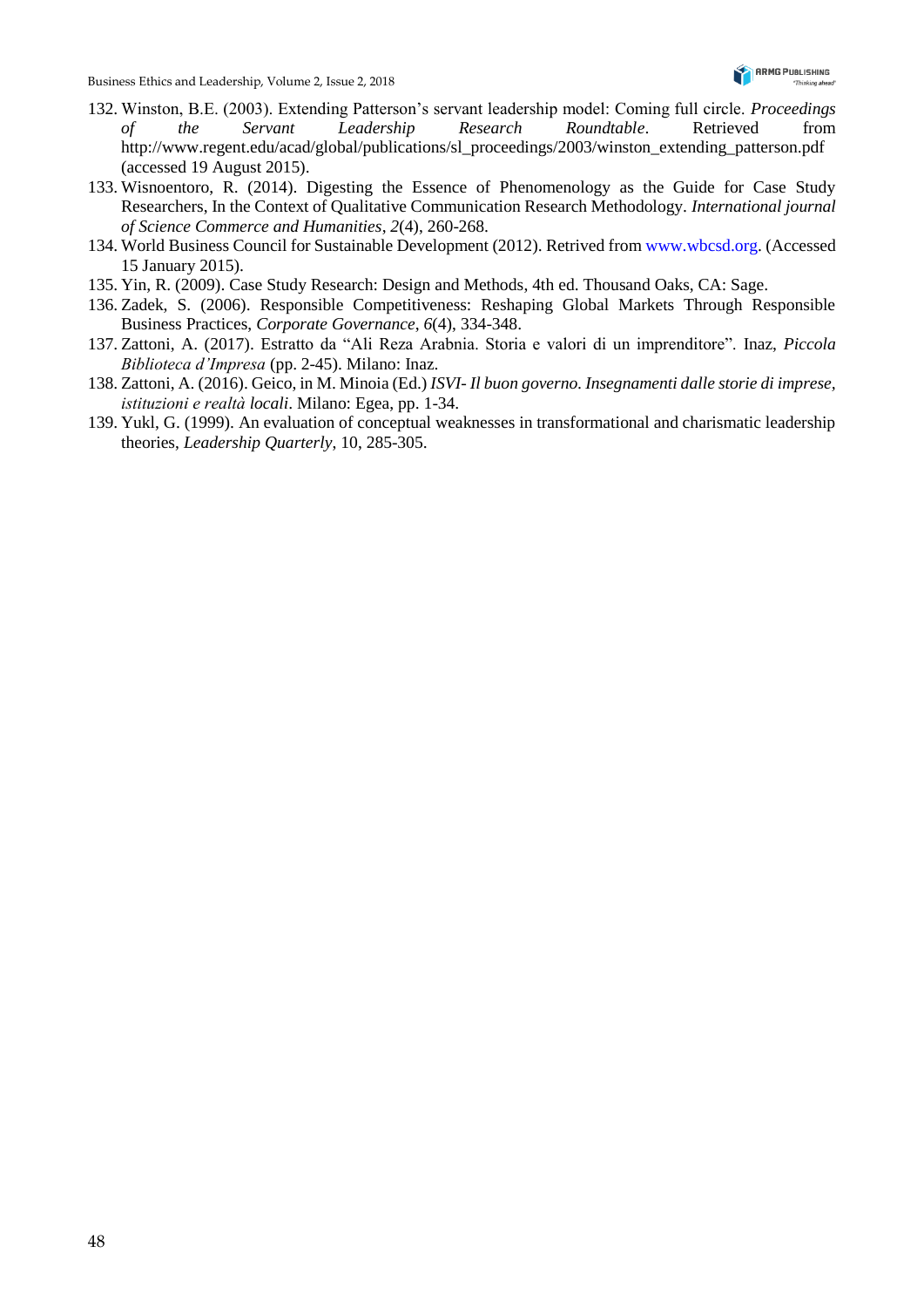132. Winston, B.E. (2003). Extending Patterson's servant leadership model: Coming full circle. *Proceedings of the Servant Leadership Research Roundtable*. Retrieved from http://www.regent.edu/acad/global/publications/sl_proceedings/2003/winston_extending_patterson.pdf (accessed 19 August 2015).
133. Wisnoentoro, R. (2014). Digesting the Essence of Phenomenology as the Guide for Case Study Researchers, In the Context of Qualitative Communication Research Methodology. *International journal of Science Commerce and Humanities*, *2*(4), 260-268.
134. World Business Council for Sustainable Development (2012). Retrived from www.wbcsd.org. (Accessed 15 January 2015).
135. Yin, R. (2009). Case Study Research: Design and Methods, 4th ed. Thousand Oaks, CA: Sage.
136. Zadek, S. (2006). Responsible Competitiveness: Reshaping Global Markets Through Responsible Business Practices, *Corporate Governance*, *6*(4), 334-348.
137. Zattoni, A. (2017). Estratto da "Ali Reza Arabnia. Storia e valori di un imprenditore". Inaz, *Piccola Biblioteca d'Impresa* (pp. 2-45). Milano: Inaz.
138. Zattoni, A. (2016). Geico, in M. Minoia (Ed.) *ISVI- Il buon governo. Insegnamenti dalle storie di imprese, istituzioni e realtà locali*. Milano: Egea, pp. 1-34.
139. Yukl, G. (1999). An evaluation of conceptual weaknesses in transformational and charismatic leadership theories, *Leadership Quarterly*, 10, 285-305.